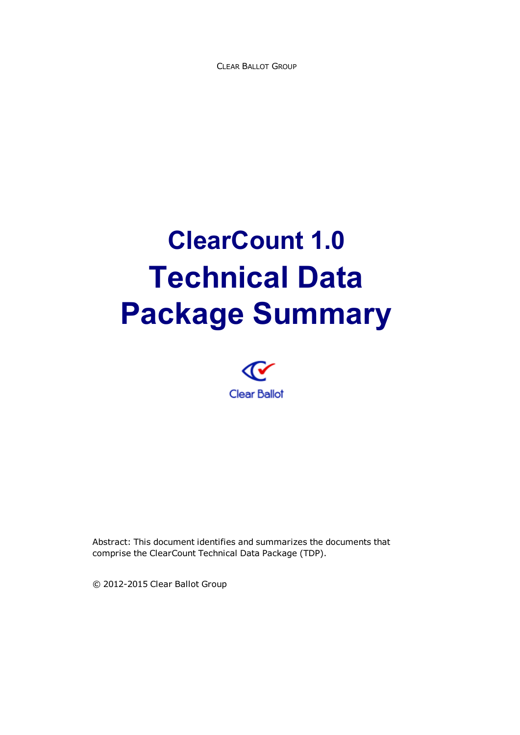CLEAR BALLOT GROUP

# ClearCount 1.0 Technical Data Package Summary

Clear Ballot

Abstract: This document identifies and summarizes the documents that comprise the ClearCount Technical Data Package (TDP).

© 2012-2015 Clear Ballot Group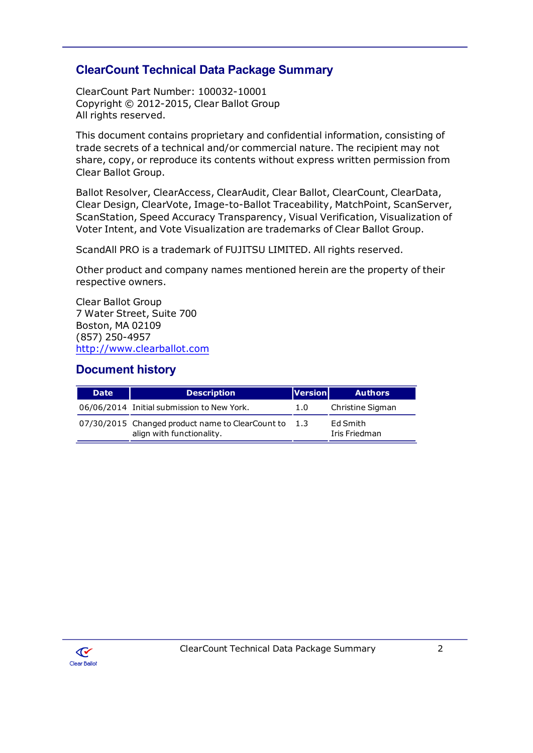# ClearCount Technical Data Package Summary

ClearCount Part Number: 100032-10001
Copyright © 2012-2015, Clear Ballot Group
All rights reserved.

This document contains proprietary and confidential information, consisting of trade secrets of a technical and/or commercial nature. The recipient may not share, copy, or reproduce its contents without express written permission from Clear Ballot Group.

Ballot Resolver, ClearAccess, ClearAudit, Clear Ballot, ClearCount, ClearData, Clear Design, ClearVote, Image-to-Ballot Traceability, MatchPoint, ScanServer, ScanStation, Speed Accuracy Transparency, Visual Verification, Visualization of Voter Intent, and Vote Visualization are trademarks of Clear Ballot Group.

ScandAll PRO is a trademark of FUJITSU LIMITED. All rights reserved.

Other product and company names mentioned herein are the property of their respective owners.

Clear Ballot Group
7 Water Street, Suite 700
Boston, MA 02109
(857) 250-4957
http://www.clearballot.com

## Document history

| Date | Description | Version | Authors |
|---|---|---|---|
| 06/06/2014 | Initial submission to New York. | 1.0 | Christine Sigman |
| 07/30/2015 | Changed product name to ClearCount to align with functionality. | 1.3 | Ed Smith<br>Iris Friedman |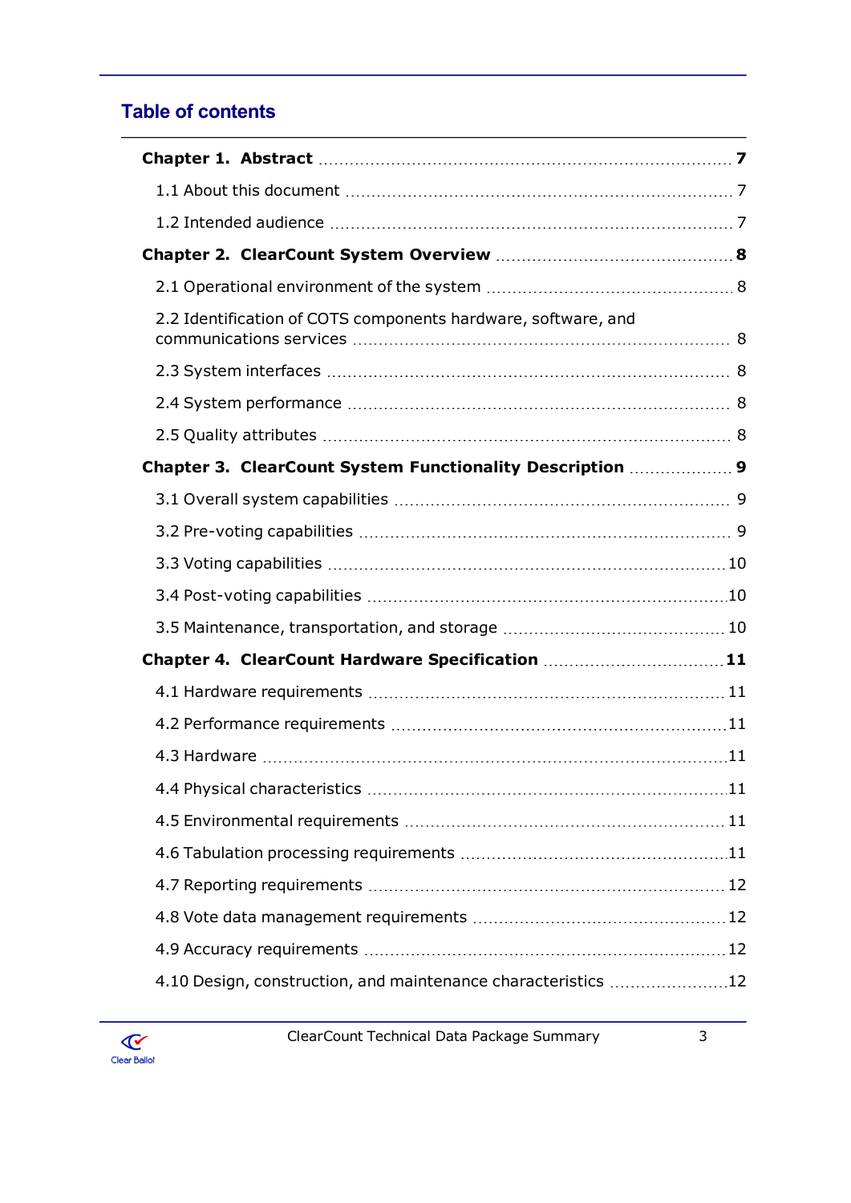# Table of contents

**Chapter 1. Abstract** ..................................................................................... **7**

1.1 About this document ..................................................................................... 7

1.2 Intended audience ..................................................................................... 7

**Chapter 2. ClearCount System Overview** ..................................................................................... **8**

2.1 Operational environment of the system ..................................................................................... 8

2.2 Identification of COTS components hardware, software, and communications services ..................................................................................... 8

2.3 System interfaces ..................................................................................... 8

2.4 System performance ..................................................................................... 8

2.5 Quality attributes ..................................................................................... 8

**Chapter 3. ClearCount System Functionality Description** ..................................................................................... **9**

3.1 Overall system capabilities ..................................................................................... 9

3.2 Pre-voting capabilities ..................................................................................... 9

3.3 Voting capabilities ..................................................................................... 10

3.4 Post-voting capabilities ..................................................................................... 10

3.5 Maintenance, transportation, and storage ..................................................................................... 10

**Chapter 4. ClearCount Hardware Specification** ..................................................................................... **11**

4.1 Hardware requirements ..................................................................................... 11

4.2 Performance requirements ..................................................................................... 11

4.3 Hardware ..................................................................................... 11

4.4 Physical characteristics ..................................................................................... 11

4.5 Environmental requirements ..................................................................................... 11

4.6 Tabulation processing requirements ..................................................................................... 11

4.7 Reporting requirements ..................................................................................... 12

4.8 Vote data management requirements ..................................................................................... 12

4.9 Accuracy requirements ..................................................................................... 12

4.10 Design, construction, and maintenance characteristics ..................................................................................... 12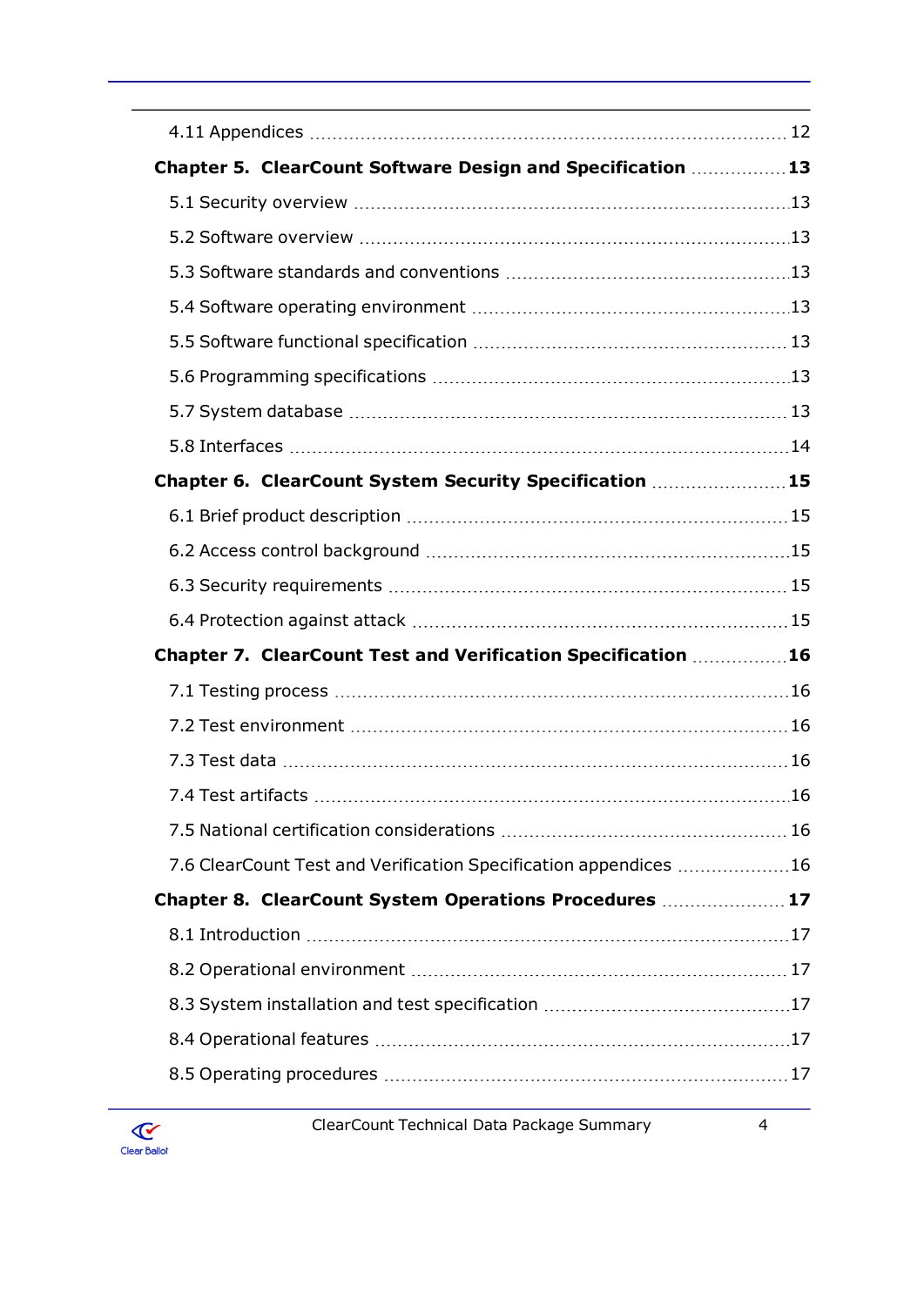4.11 Appendices ........ 12

**Chapter 5. ClearCount Software Design and Specification** ........ **13**

5.1 Security overview ........ 13

5.2 Software overview ........ 13

5.3 Software standards and conventions ........ 13

5.4 Software operating environment ........ 13

5.5 Software functional specification ........ 13

5.6 Programming specifications ........ 13

5.7 System database ........ 13

5.8 Interfaces ........ 14

**Chapter 6. ClearCount System Security Specification** ........ **15**

6.1 Brief product description ........ 15

6.2 Access control background ........ 15

6.3 Security requirements ........ 15

6.4 Protection against attack ........ 15

**Chapter 7. ClearCount Test and Verification Specification** ........ **16**

7.1 Testing process ........ 16

7.2 Test environment ........ 16

7.3 Test data ........ 16

7.4 Test artifacts ........ 16

7.5 National certification considerations ........ 16

7.6 ClearCount Test and Verification Specification appendices ........ 16

**Chapter 8. ClearCount System Operations Procedures** ........ **17**

8.1 Introduction ........ 17

8.2 Operational environment ........ 17

8.3 System installation and test specification ........ 17

8.4 Operational features ........ 17

8.5 Operating procedures ........ 17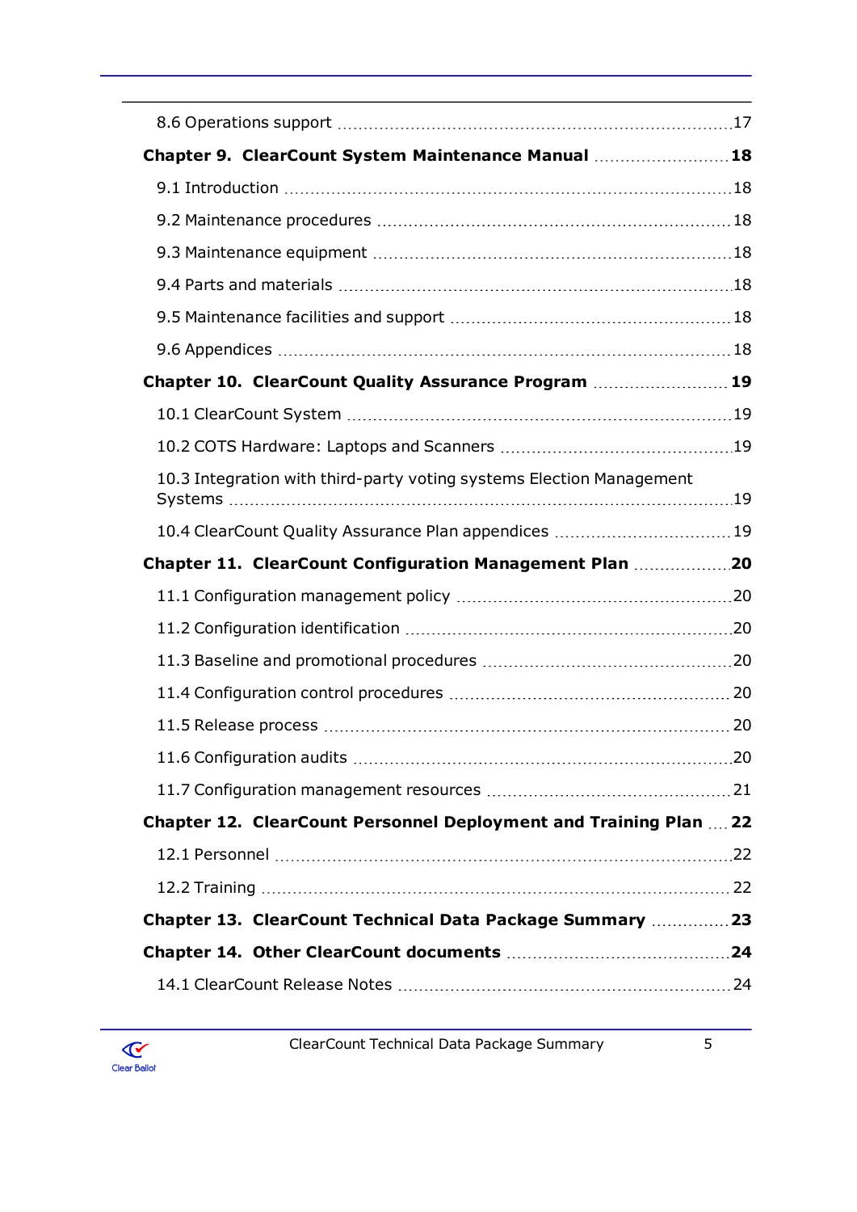8.6 Operations support ....................................................................................17

**Chapter 9. ClearCount System Maintenance Manual .......................... 18**

9.1 Introduction ........................................................................................18

9.2 Maintenance procedures ....................................................................18

9.3 Maintenance equipment .....................................................................18

9.4 Parts and materials ............................................................................18

9.5 Maintenance facilities and support ......................................................18

9.6 Appendices ........................................................................................18

**Chapter 10. ClearCount Quality Assurance Program .......................... 19**

10.1 ClearCount System ...........................................................................19

10.2 COTS Hardware: Laptops and Scanners ............................................19

10.3 Integration with third-party voting systems Election Management Systems ....................................................................................................19

10.4 ClearCount Quality Assurance Plan appendices ..................................19

**Chapter 11. ClearCount Configuration Management Plan ...................20**

11.1 Configuration management policy .....................................................20

11.2 Configuration identification ...............................................................20

11.3 Baseline and promotional procedures ................................................20

11.4 Configuration control procedures ......................................................20

11.5 Release process ...............................................................................20

11.6 Configuration audits .........................................................................20

11.7 Configuration management resources ...............................................21

**Chapter 12. ClearCount Personnel Deployment and Training Plan .... 22**

12.1 Personnel .........................................................................................22

12.2 Training ...........................................................................................22

**Chapter 13. ClearCount Technical Data Package Summary ...............23**

**Chapter 14. Other ClearCount documents ...........................................24**

14.1 ClearCount Release Notes .................................................................24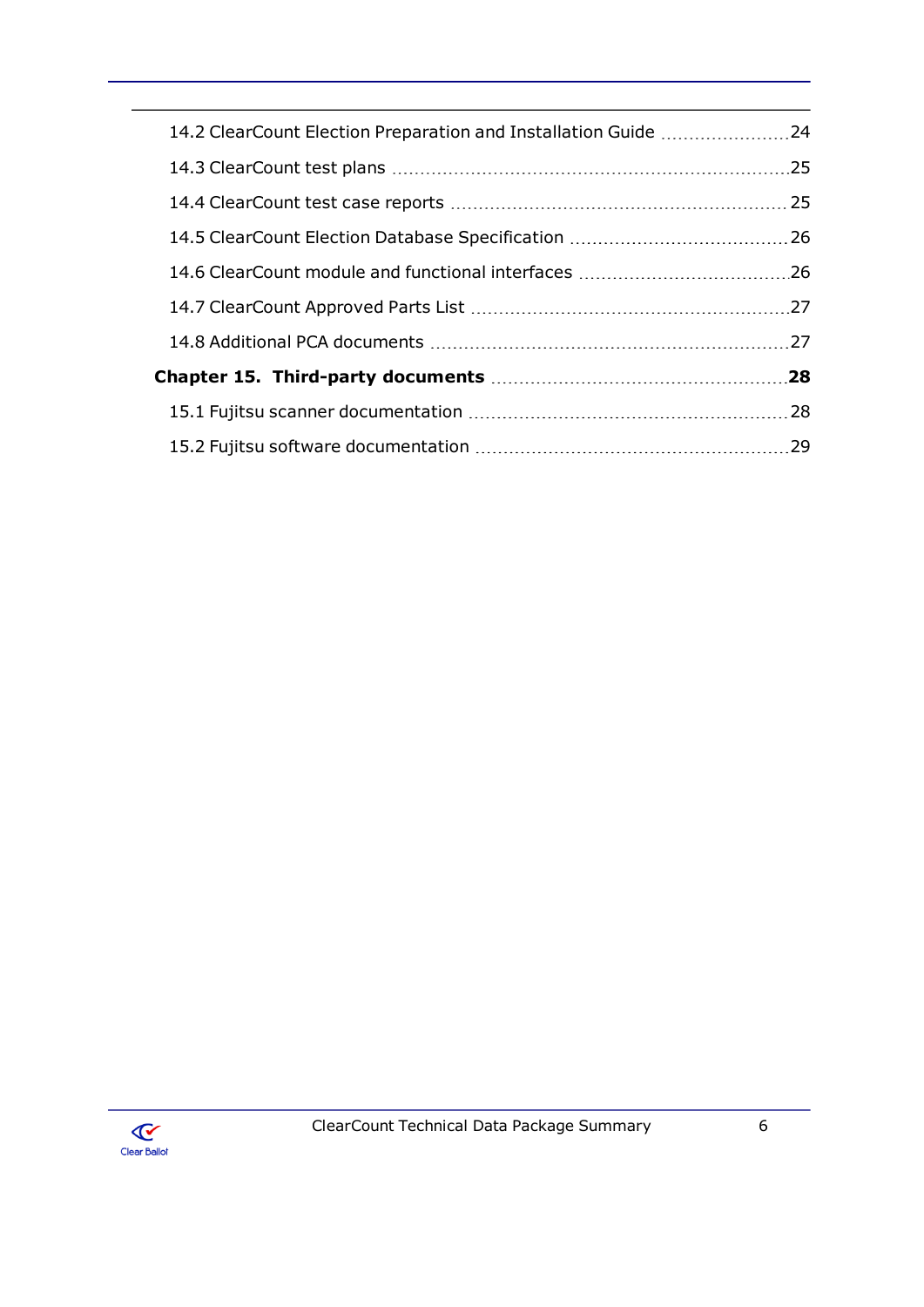14.2 ClearCount Election Preparation and Installation Guide ........................ 24

14.3 ClearCount test plans ........................................................................ 25

14.4 ClearCount test case reports ............................................................. 25

14.5 ClearCount Election Database Specification ....................................... 26

14.6 ClearCount module and functional interfaces ...................................... 26

14.7 ClearCount Approved Parts List .......................................................... 27

14.8 Additional PCA documents ................................................................. 27

**Chapter 15. Third-party documents ..................................................... 28**

15.1 Fujitsu scanner documentation .......................................................... 28

15.2 Fujitsu software documentation ......................................................... 29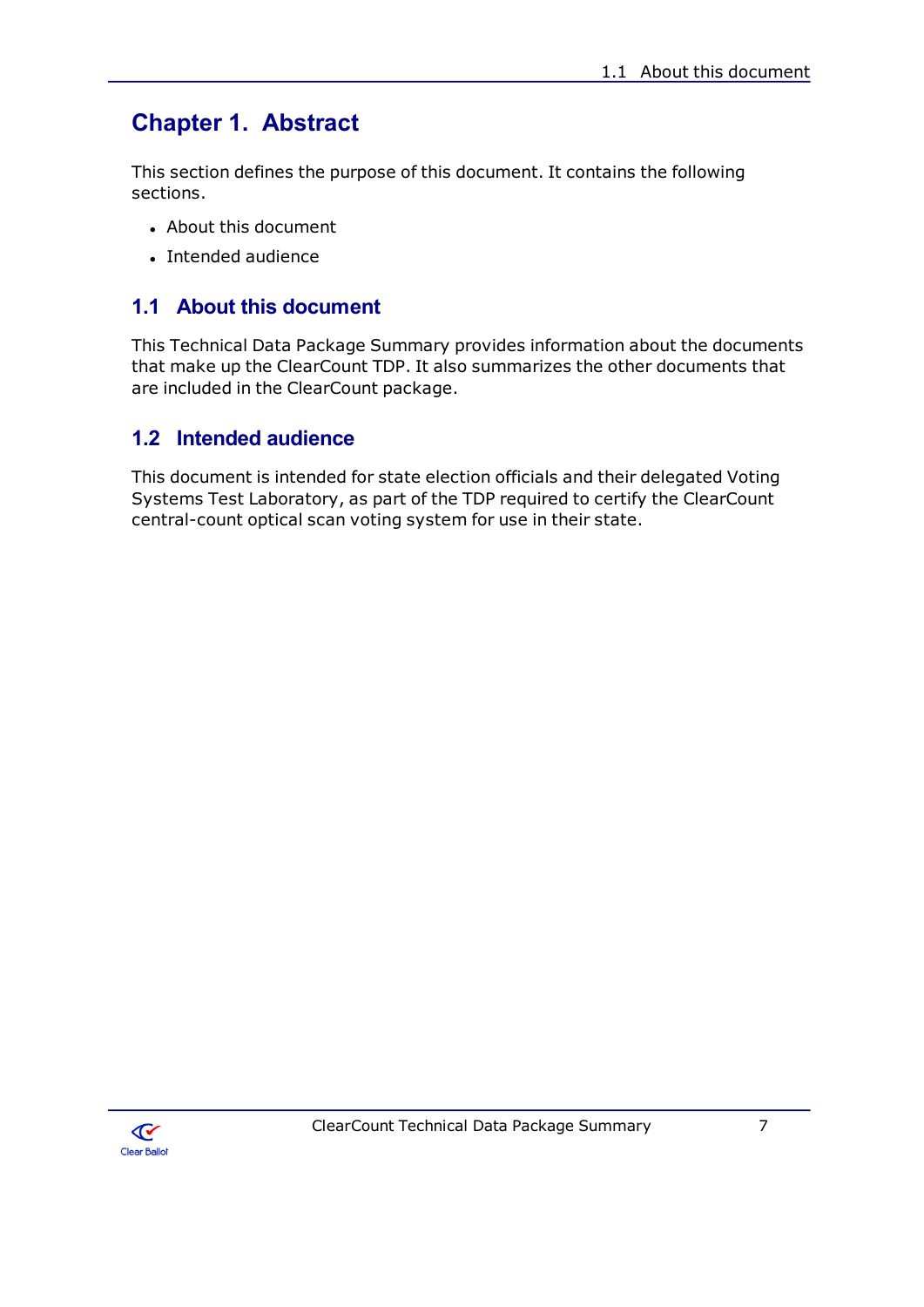# Chapter 1. Abstract

This section defines the purpose of this document. It contains the following sections.

- About this document
- Intended audience

## 1.1 About this document

This Technical Data Package Summary provides information about the documents that make up the ClearCount TDP. It also summarizes the other documents that are included in the ClearCount package.

## 1.2 Intended audience

This document is intended for state election officials and their delegated Voting Systems Test Laboratory, as part of the TDP required to certify the ClearCount central-count optical scan voting system for use in their state.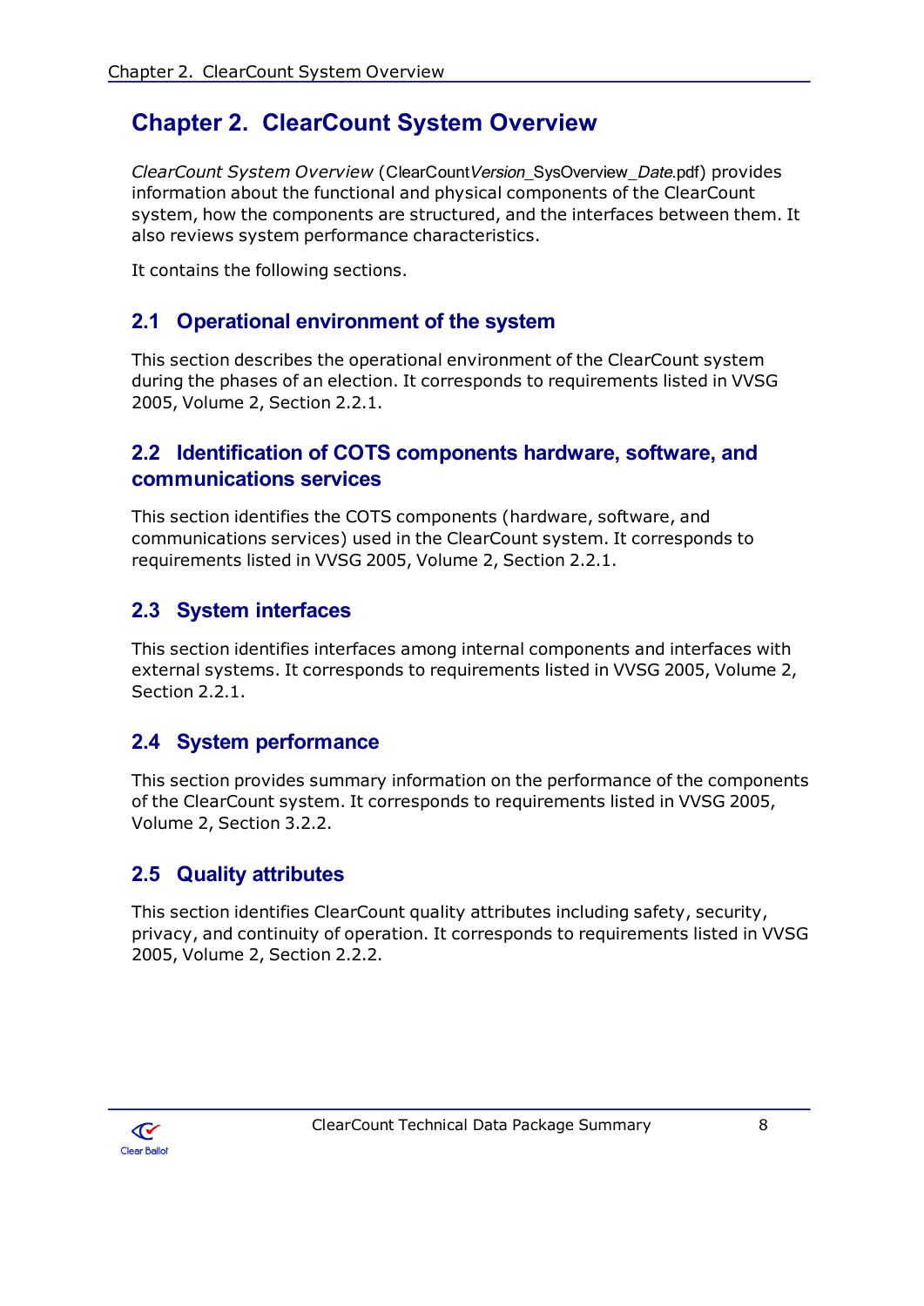# Chapter 2. ClearCount System Overview

*ClearCount System Overview* (ClearCount*Version*_SysOverview_*Date*.pdf) provides information about the functional and physical components of the ClearCount system, how the components are structured, and the interfaces between them. It also reviews system performance characteristics.

It contains the following sections.

## 2.1 Operational environment of the system

This section describes the operational environment of the ClearCount system during the phases of an election. It corresponds to requirements listed in VVSG 2005, Volume 2, Section 2.2.1.

## 2.2 Identification of COTS components hardware, software, and communications services

This section identifies the COTS components (hardware, software, and communications services) used in the ClearCount system. It corresponds to requirements listed in VVSG 2005, Volume 2, Section 2.2.1.

## 2.3 System interfaces

This section identifies interfaces among internal components and interfaces with external systems. It corresponds to requirements listed in VVSG 2005, Volume 2, Section 2.2.1.

## 2.4 System performance

This section provides summary information on the performance of the components of the ClearCount system. It corresponds to requirements listed in VVSG 2005, Volume 2, Section 3.2.2.

## 2.5 Quality attributes

This section identifies ClearCount quality attributes including safety, security, privacy, and continuity of operation. It corresponds to requirements listed in VVSG 2005, Volume 2, Section 2.2.2.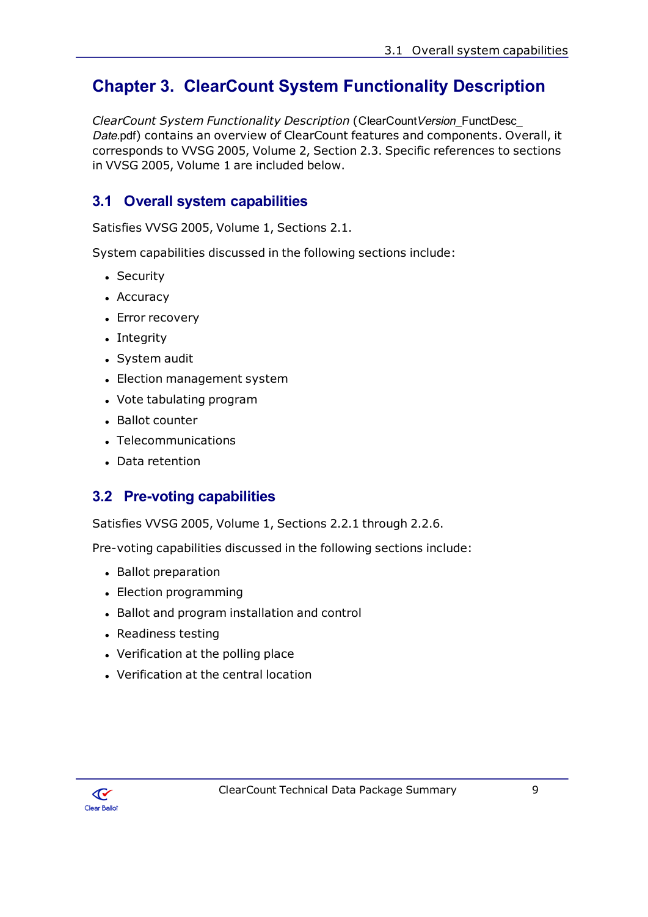# Chapter 3. ClearCount System Functionality Description

*ClearCount System Functionality Description* (ClearCount*Version*_FunctDesc_*Date*.pdf) contains an overview of ClearCount features and components. Overall, it corresponds to VVSG 2005, Volume 2, Section 2.3. Specific references to sections in VVSG 2005, Volume 1 are included below.

## 3.1 Overall system capabilities

Satisfies VVSG 2005, Volume 1, Sections 2.1.

System capabilities discussed in the following sections include:

- Security
- Accuracy
- Error recovery
- Integrity
- System audit
- Election management system
- Vote tabulating program
- Ballot counter
- Telecommunications
- Data retention

## 3.2 Pre-voting capabilities

Satisfies VVSG 2005, Volume 1, Sections 2.2.1 through 2.2.6.

Pre-voting capabilities discussed in the following sections include:

- Ballot preparation
- Election programming
- Ballot and program installation and control
- Readiness testing
- Verification at the polling place
- Verification at the central location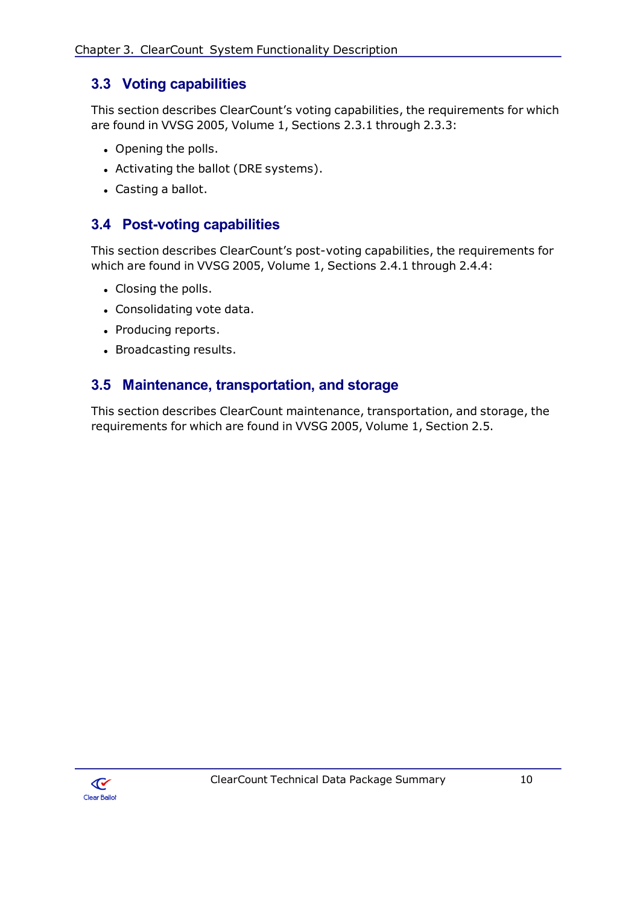## 3.3 Voting capabilities

This section describes ClearCount's voting capabilities, the requirements for which are found in VVSG 2005, Volume 1, Sections 2.3.1 through 2.3.3:

- Opening the polls.
- Activating the ballot (DRE systems).
- Casting a ballot.

## 3.4 Post-voting capabilities

This section describes ClearCount's post-voting capabilities, the requirements for which are found in VVSG 2005, Volume 1, Sections 2.4.1 through 2.4.4:

- Closing the polls.
- Consolidating vote data.
- Producing reports.
- Broadcasting results.

## 3.5 Maintenance, transportation, and storage

This section describes ClearCount maintenance, transportation, and storage, the requirements for which are found in VVSG 2005, Volume 1, Section 2.5.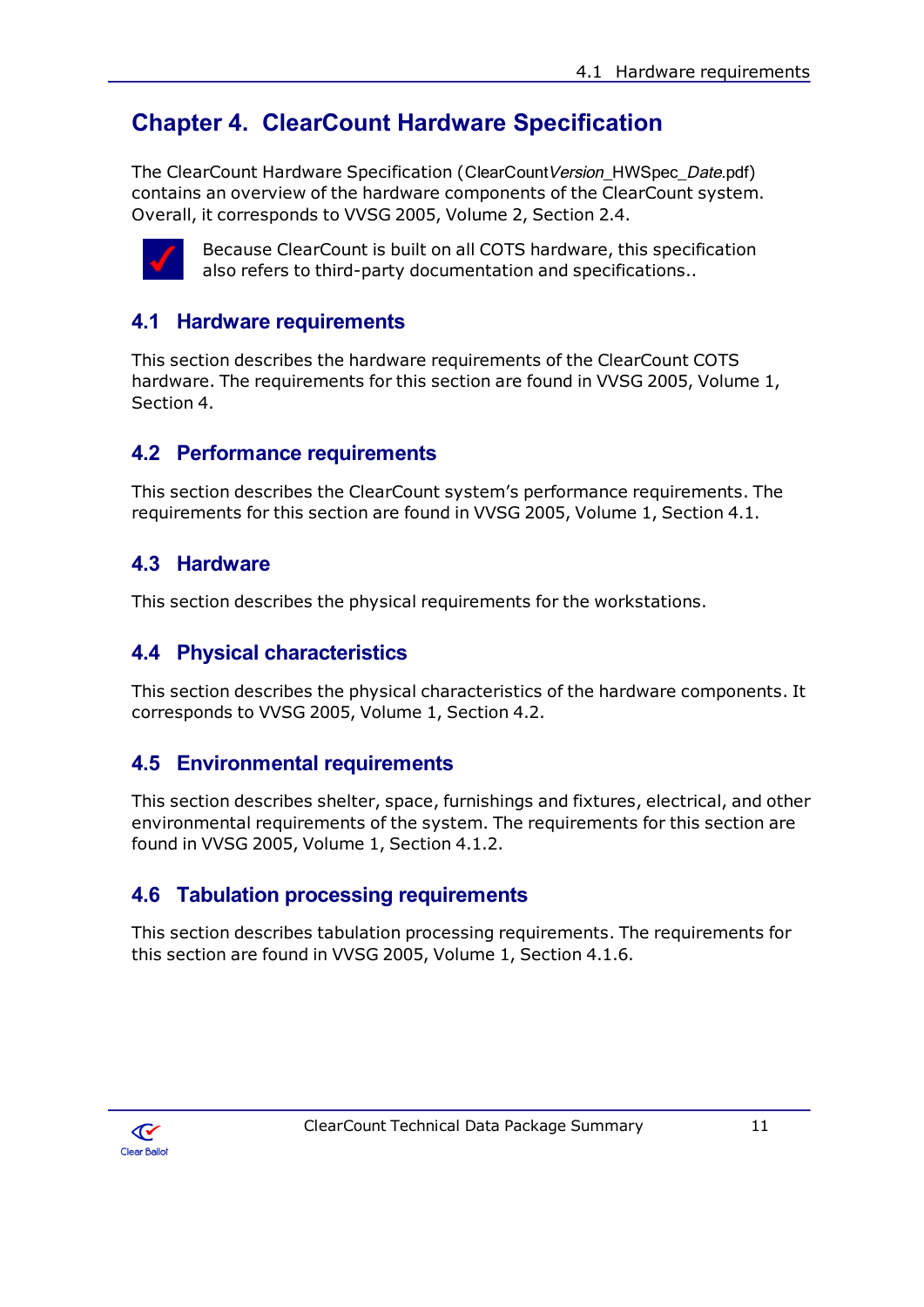# Chapter 4. ClearCount Hardware Specification

The ClearCount Hardware Specification (ClearCount*Version*_HWSpec_*Date*.pdf) contains an overview of the hardware components of the ClearCount system. Overall, it corresponds to VVSG 2005, Volume 2, Section 2.4.

Because ClearCount is built on all COTS hardware, this specification also refers to third-party documentation and specifications..

## 4.1 Hardware requirements

This section describes the hardware requirements of the ClearCount COTS hardware. The requirements for this section are found in VVSG 2005, Volume 1, Section 4.

## 4.2 Performance requirements

This section describes the ClearCount system's performance requirements. The requirements for this section are found in VVSG 2005, Volume 1, Section 4.1.

## 4.3 Hardware

This section describes the physical requirements for the workstations.

## 4.4 Physical characteristics

This section describes the physical characteristics of the hardware components. It corresponds to VVSG 2005, Volume 1, Section 4.2.

## 4.5 Environmental requirements

This section describes shelter, space, furnishings and fixtures, electrical, and other environmental requirements of the system. The requirements for this section are found in VVSG 2005, Volume 1, Section 4.1.2.

## 4.6 Tabulation processing requirements

This section describes tabulation processing requirements. The requirements for this section are found in VVSG 2005, Volume 1, Section 4.1.6.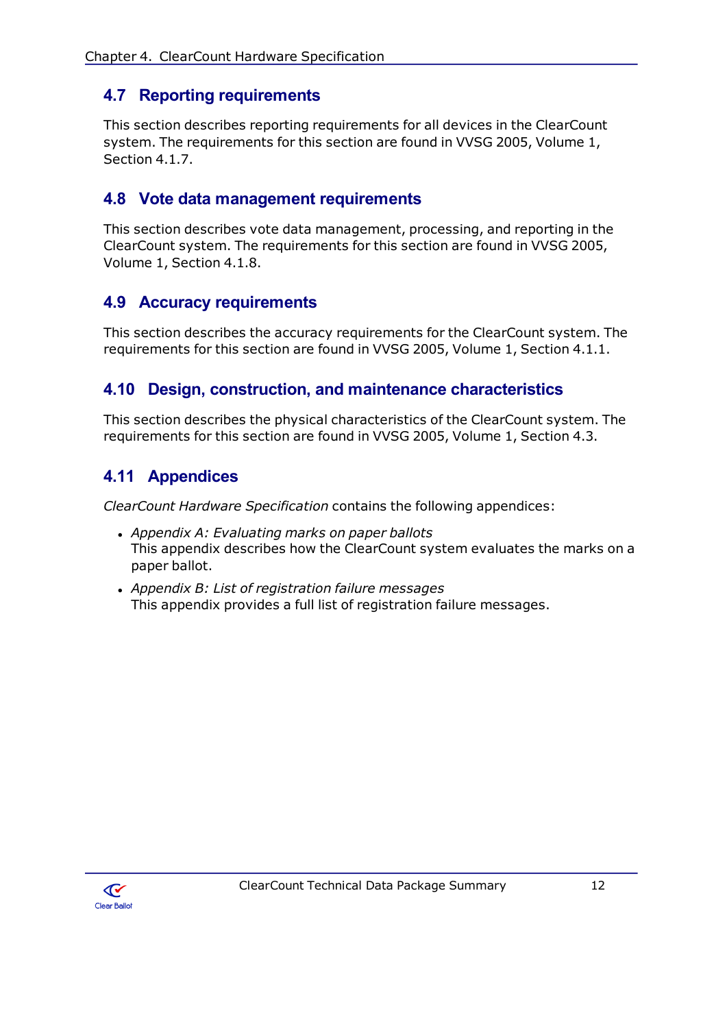## 4.7 Reporting requirements

This section describes reporting requirements for all devices in the ClearCount system. The requirements for this section are found in VVSG 2005, Volume 1, Section 4.1.7.

## 4.8 Vote data management requirements

This section describes vote data management, processing, and reporting in the ClearCount system. The requirements for this section are found in VVSG 2005, Volume 1, Section 4.1.8.

## 4.9 Accuracy requirements

This section describes the accuracy requirements for the ClearCount system. The requirements for this section are found in VVSG 2005, Volume 1, Section 4.1.1.

## 4.10 Design, construction, and maintenance characteristics

This section describes the physical characteristics of the ClearCount system. The requirements for this section are found in VVSG 2005, Volume 1, Section 4.3.

## 4.11 Appendices

*ClearCount Hardware Specification* contains the following appendices:

- *Appendix A: Evaluating marks on paper ballots*
  This appendix describes how the ClearCount system evaluates the marks on a paper ballot.
- *Appendix B: List of registration failure messages*
  This appendix provides a full list of registration failure messages.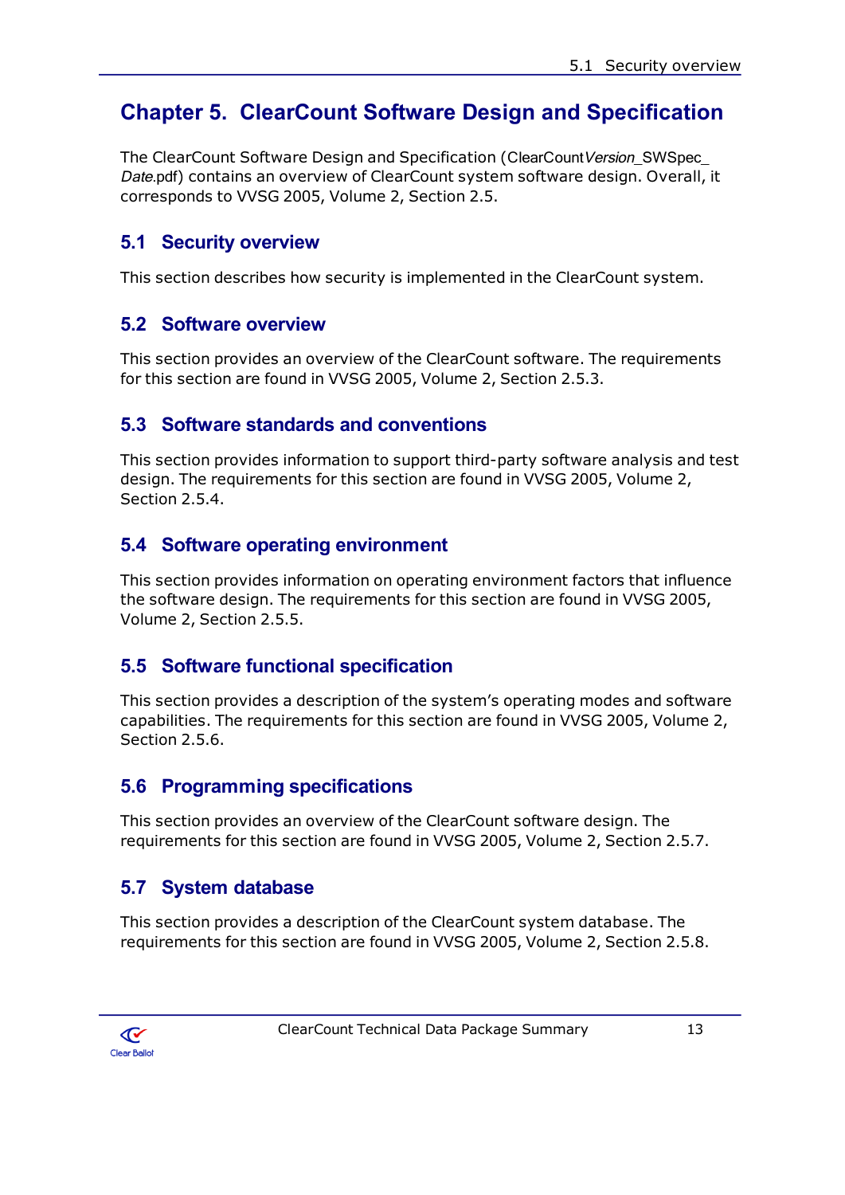# Chapter 5. ClearCount Software Design and Specification

The ClearCount Software Design and Specification (ClearCount*Version*_SWSpec_*Date*.pdf) contains an overview of ClearCount system software design. Overall, it corresponds to VVSG 2005, Volume 2, Section 2.5.

## 5.1 Security overview

This section describes how security is implemented in the ClearCount system.

## 5.2 Software overview

This section provides an overview of the ClearCount software. The requirements for this section are found in VVSG 2005, Volume 2, Section 2.5.3.

## 5.3 Software standards and conventions

This section provides information to support third-party software analysis and test design. The requirements for this section are found in VVSG 2005, Volume 2, Section 2.5.4.

## 5.4 Software operating environment

This section provides information on operating environment factors that influence the software design. The requirements for this section are found in VVSG 2005, Volume 2, Section 2.5.5.

## 5.5 Software functional specification

This section provides a description of the system's operating modes and software capabilities. The requirements for this section are found in VVSG 2005, Volume 2, Section 2.5.6.

## 5.6 Programming specifications

This section provides an overview of the ClearCount software design. The requirements for this section are found in VVSG 2005, Volume 2, Section 2.5.7.

## 5.7 System database

This section provides a description of the ClearCount system database. The requirements for this section are found in VVSG 2005, Volume 2, Section 2.5.8.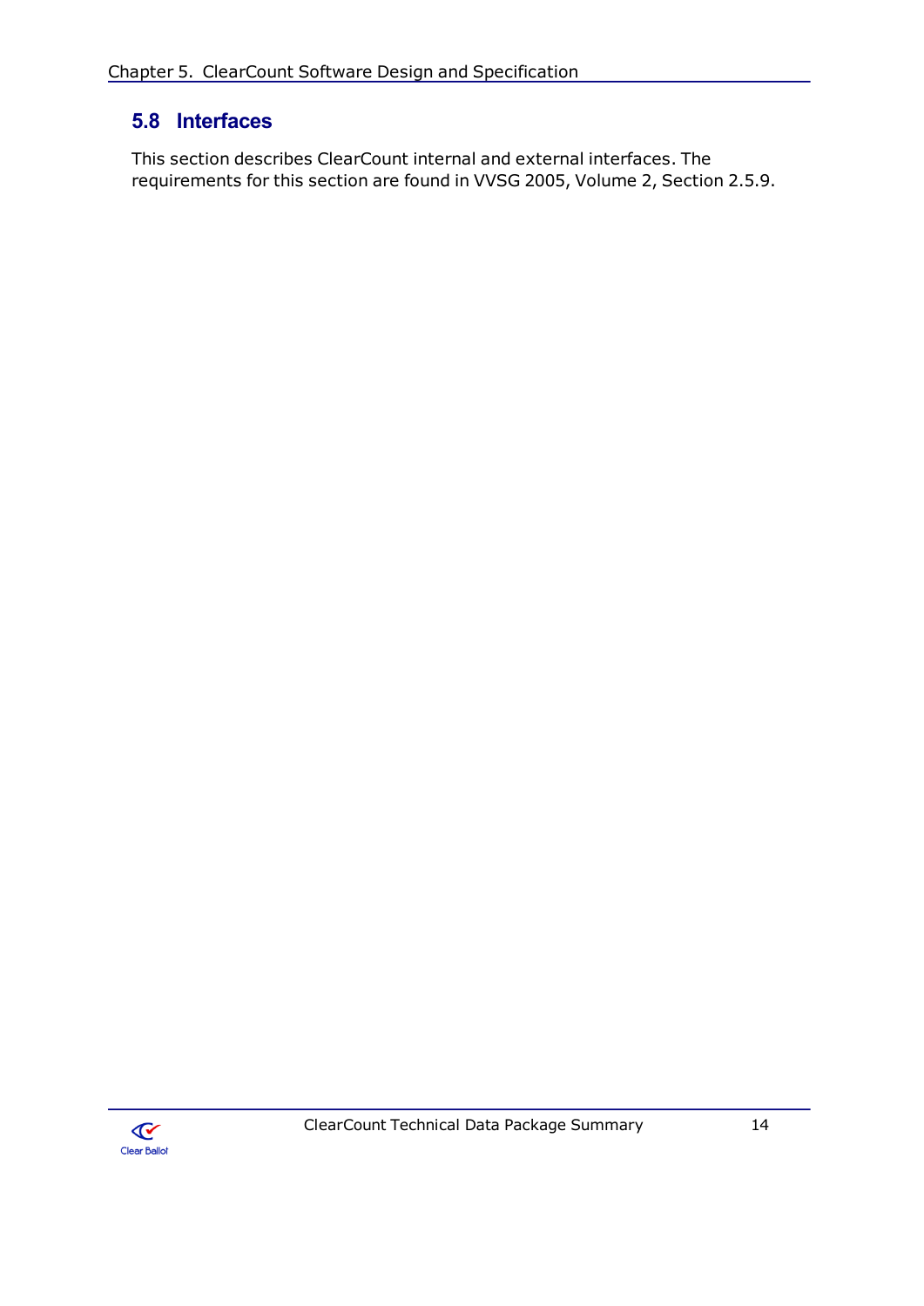## 5.8 Interfaces

This section describes ClearCount internal and external interfaces. The requirements for this section are found in VVSG 2005, Volume 2, Section 2.5.9.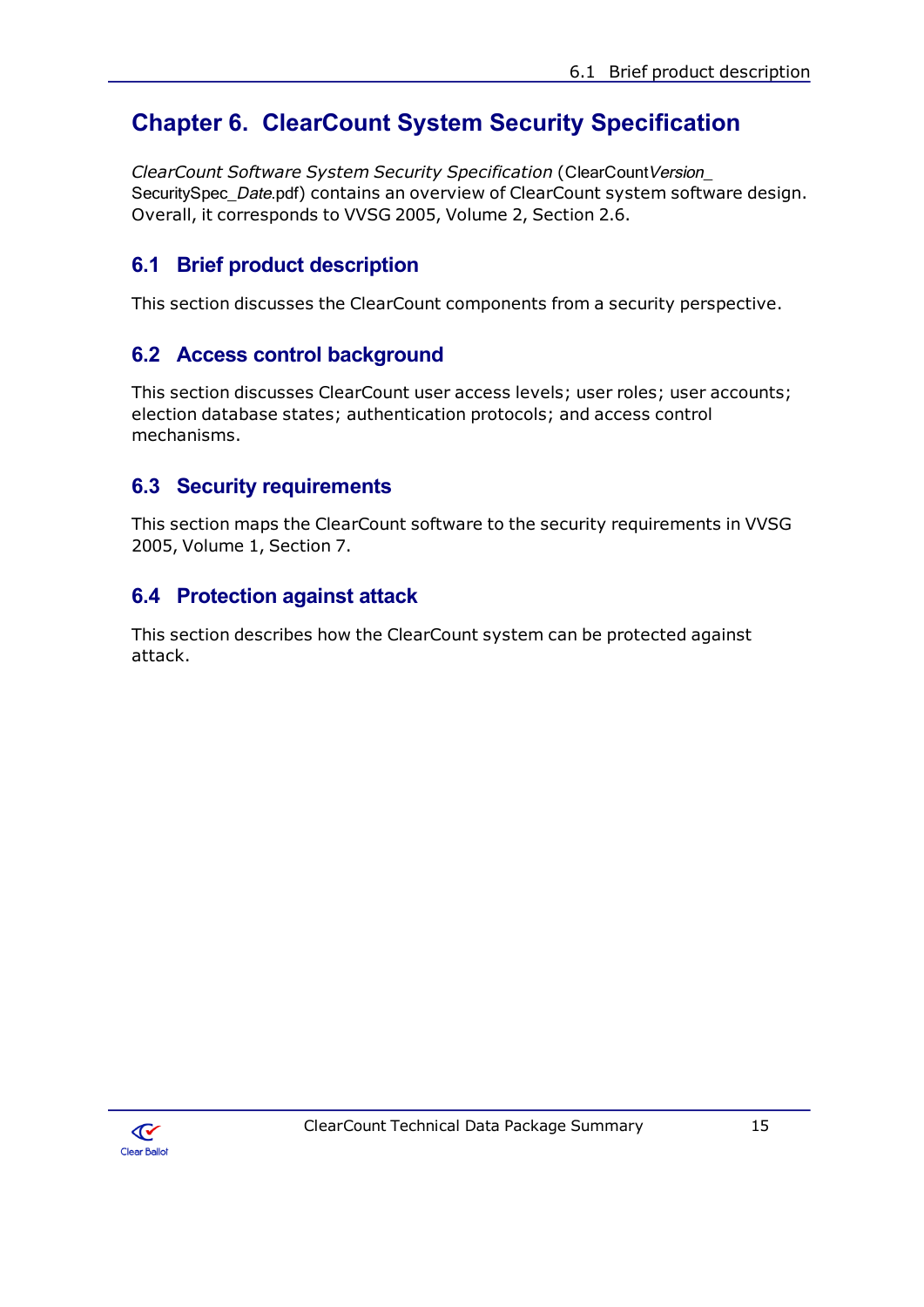# Chapter 6. ClearCount System Security Specification

*ClearCount Software System Security Specification* (ClearCount*Version*_SecuritySpec_*Date*.pdf) contains an overview of ClearCount system software design. Overall, it corresponds to VVSG 2005, Volume 2, Section 2.6.

## 6.1 Brief product description

This section discusses the ClearCount components from a security perspective.

## 6.2 Access control background

This section discusses ClearCount user access levels; user roles; user accounts; election database states; authentication protocols; and access control mechanisms.

## 6.3 Security requirements

This section maps the ClearCount software to the security requirements in VVSG 2005, Volume 1, Section 7.

## 6.4 Protection against attack

This section describes how the ClearCount system can be protected against attack.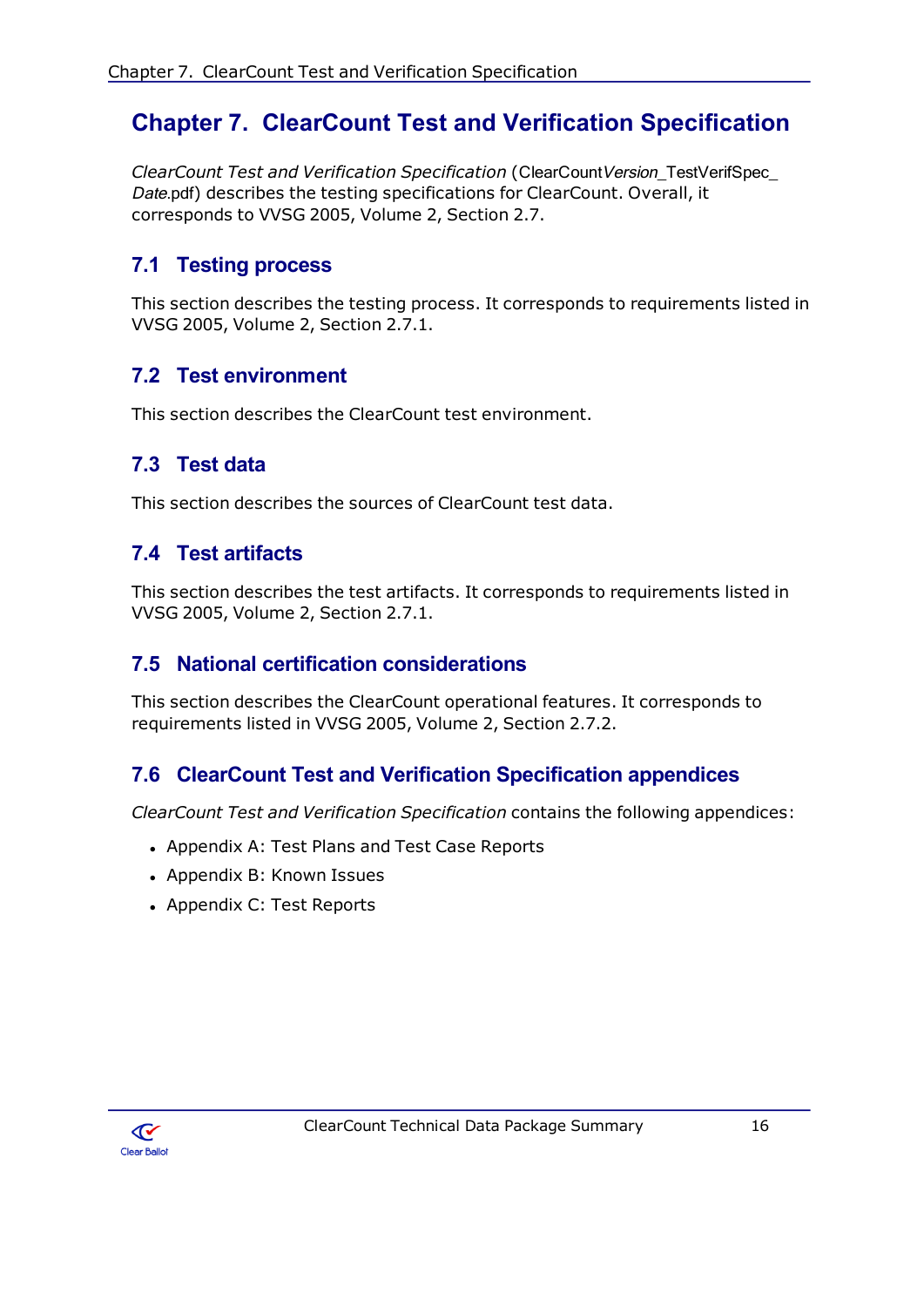# Chapter 7. ClearCount Test and Verification Specification

*ClearCount Test and Verification Specification* (ClearCount*Version*_TestVerifSpec_*Date*.pdf) describes the testing specifications for ClearCount. Overall, it corresponds to VVSG 2005, Volume 2, Section 2.7.

## 7.1 Testing process

This section describes the testing process. It corresponds to requirements listed in VVSG 2005, Volume 2, Section 2.7.1.

## 7.2 Test environment

This section describes the ClearCount test environment.

## 7.3 Test data

This section describes the sources of ClearCount test data.

## 7.4 Test artifacts

This section describes the test artifacts. It corresponds to requirements listed in VVSG 2005, Volume 2, Section 2.7.1.

## 7.5 National certification considerations

This section describes the ClearCount operational features. It corresponds to requirements listed in VVSG 2005, Volume 2, Section 2.7.2.

## 7.6 ClearCount Test and Verification Specification appendices

*ClearCount Test and Verification Specification* contains the following appendices:

- Appendix A: Test Plans and Test Case Reports
- Appendix B: Known Issues
- Appendix C: Test Reports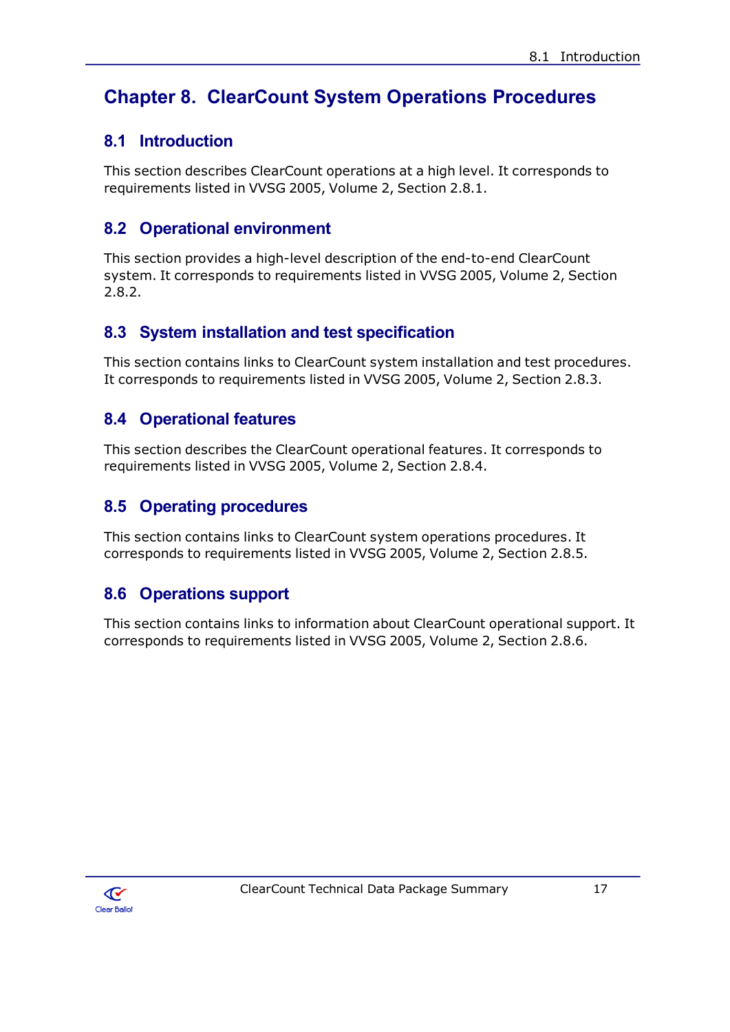# Chapter 8. ClearCount System Operations Procedures

## 8.1 Introduction

This section describes ClearCount operations at a high level. It corresponds to requirements listed in VVSG 2005, Volume 2, Section 2.8.1.

## 8.2 Operational environment

This section provides a high-level description of the end-to-end ClearCount system. It corresponds to requirements listed in VVSG 2005, Volume 2, Section 2.8.2.

## 8.3 System installation and test specification

This section contains links to ClearCount system installation and test procedures. It corresponds to requirements listed in VVSG 2005, Volume 2, Section 2.8.3.

## 8.4 Operational features

This section describes the ClearCount operational features. It corresponds to requirements listed in VVSG 2005, Volume 2, Section 2.8.4.

## 8.5 Operating procedures

This section contains links to ClearCount system operations procedures. It corresponds to requirements listed in VVSG 2005, Volume 2, Section 2.8.5.

## 8.6 Operations support

This section contains links to information about ClearCount operational support. It corresponds to requirements listed in VVSG 2005, Volume 2, Section 2.8.6.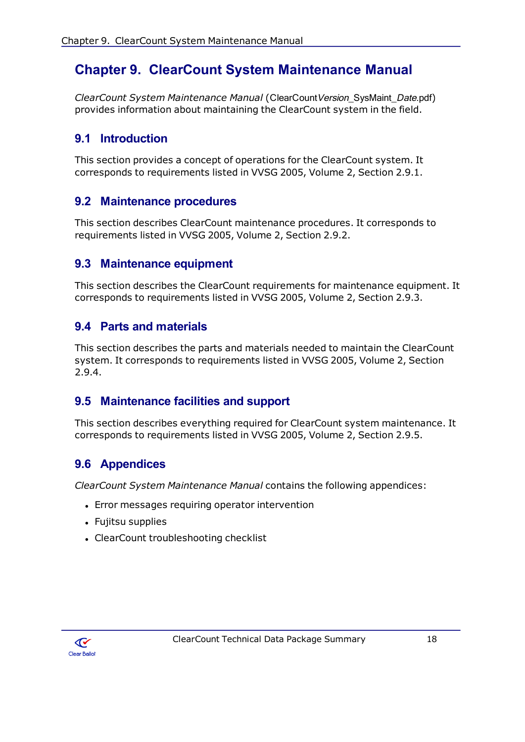# Chapter 9. ClearCount System Maintenance Manual

*ClearCount System Maintenance Manual* (ClearCount*Version*_SysMaint_*Date*.pdf) provides information about maintaining the ClearCount system in the field.

## 9.1 Introduction

This section provides a concept of operations for the ClearCount system. It corresponds to requirements listed in VVSG 2005, Volume 2, Section 2.9.1.

## 9.2 Maintenance procedures

This section describes ClearCount maintenance procedures. It corresponds to requirements listed in VVSG 2005, Volume 2, Section 2.9.2.

## 9.3 Maintenance equipment

This section describes the ClearCount requirements for maintenance equipment. It corresponds to requirements listed in VVSG 2005, Volume 2, Section 2.9.3.

## 9.4 Parts and materials

This section describes the parts and materials needed to maintain the ClearCount system. It corresponds to requirements listed in VVSG 2005, Volume 2, Section 2.9.4.

## 9.5 Maintenance facilities and support

This section describes everything required for ClearCount system maintenance. It corresponds to requirements listed in VVSG 2005, Volume 2, Section 2.9.5.

## 9.6 Appendices

*ClearCount System Maintenance Manual* contains the following appendices:

- Error messages requiring operator intervention
- Fujitsu supplies
- ClearCount troubleshooting checklist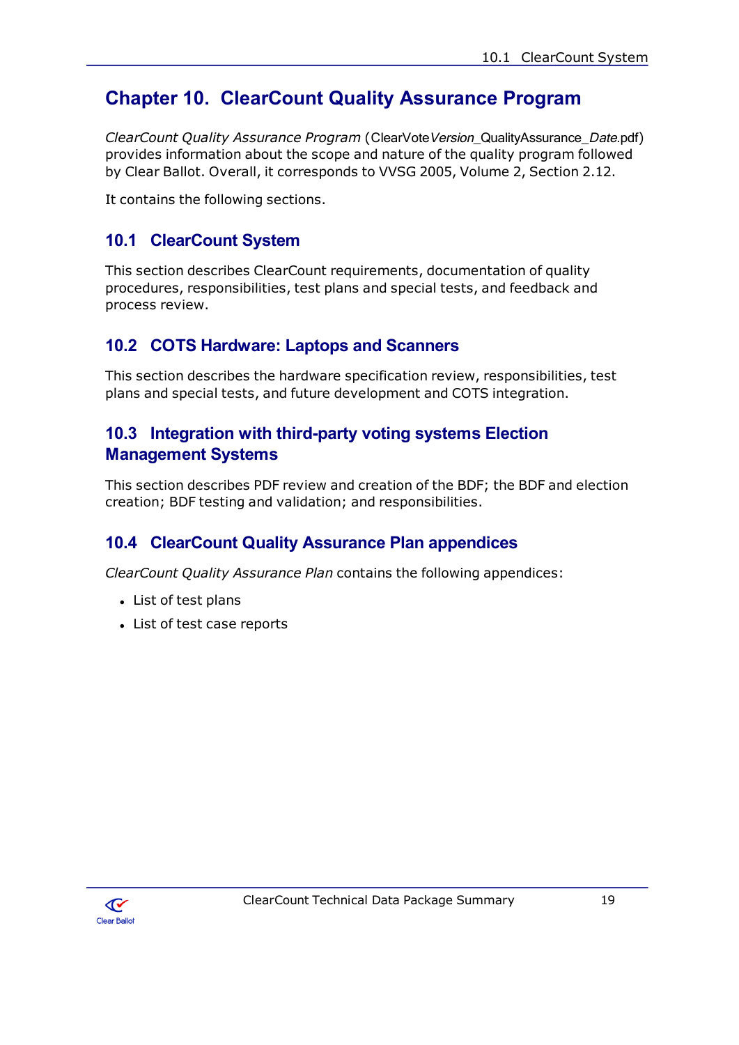# Chapter 10. ClearCount Quality Assurance Program

*ClearCount Quality Assurance Program* (ClearVote*Version*_QualityAssurance_*Date*.pdf) provides information about the scope and nature of the quality program followed by Clear Ballot. Overall, it corresponds to VVSG 2005, Volume 2, Section 2.12.

It contains the following sections.

## 10.1 ClearCount System

This section describes ClearCount requirements, documentation of quality procedures, responsibilities, test plans and special tests, and feedback and process review.

## 10.2 COTS Hardware: Laptops and Scanners

This section describes the hardware specification review, responsibilities, test plans and special tests, and future development and COTS integration.

## 10.3 Integration with third-party voting systems Election Management Systems

This section describes PDF review and creation of the BDF; the BDF and election creation; BDF testing and validation; and responsibilities.

## 10.4 ClearCount Quality Assurance Plan appendices

*ClearCount Quality Assurance Plan* contains the following appendices:

- List of test plans
- List of test case reports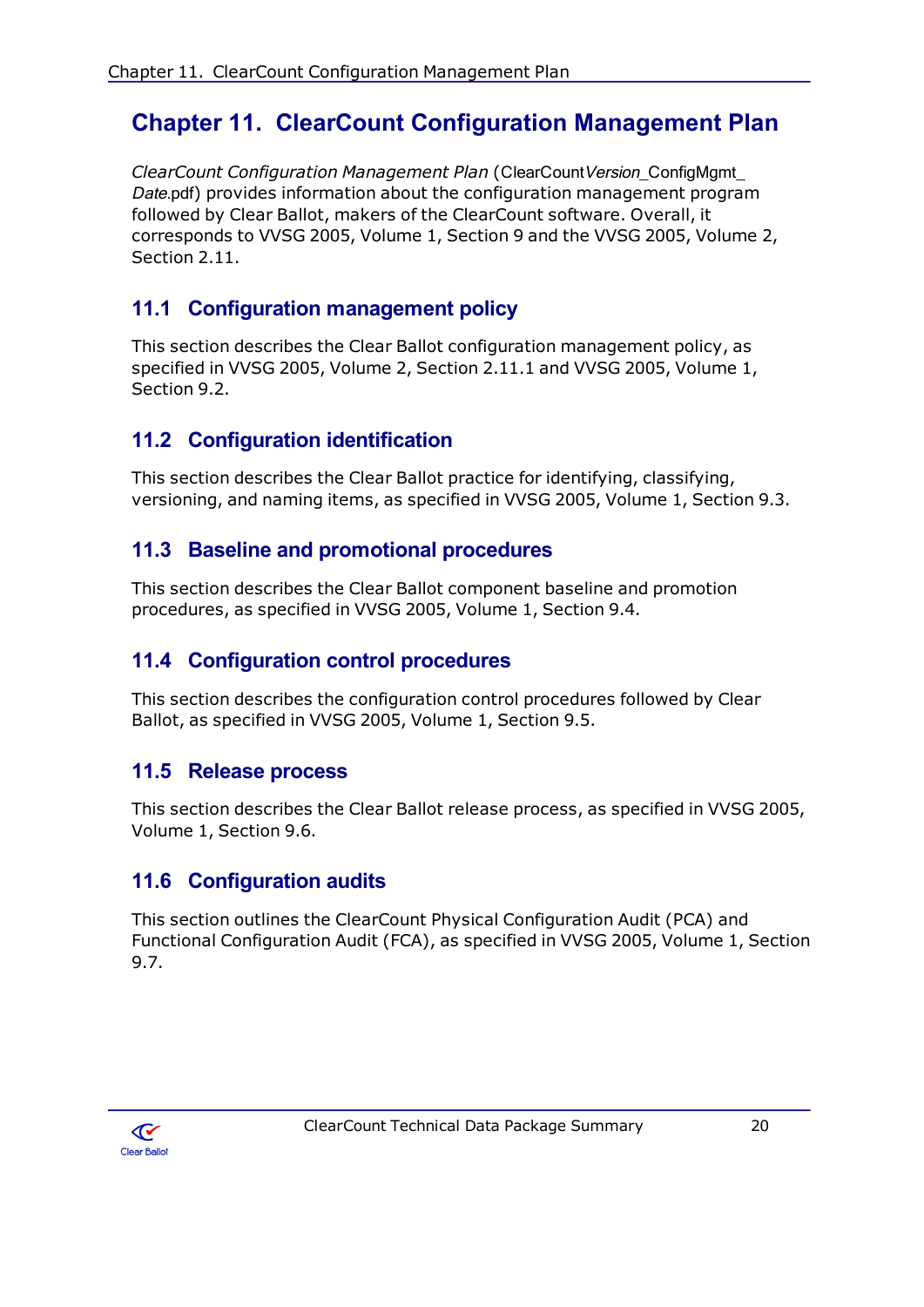# Chapter 11. ClearCount Configuration Management Plan

*ClearCount Configuration Management Plan* (ClearCount*Version*_ConfigMgmt_ *Date*.pdf) provides information about the configuration management program followed by Clear Ballot, makers of the ClearCount software. Overall, it corresponds to VVSG 2005, Volume 1, Section 9 and the VVSG 2005, Volume 2, Section 2.11.

## 11.1 Configuration management policy

This section describes the Clear Ballot configuration management policy, as specified in VVSG 2005, Volume 2, Section 2.11.1 and VVSG 2005, Volume 1, Section 9.2.

## 11.2 Configuration identification

This section describes the Clear Ballot practice for identifying, classifying, versioning, and naming items, as specified in VVSG 2005, Volume 1, Section 9.3.

## 11.3 Baseline and promotional procedures

This section describes the Clear Ballot component baseline and promotion procedures, as specified in VVSG 2005, Volume 1, Section 9.4.

## 11.4 Configuration control procedures

This section describes the configuration control procedures followed by Clear Ballot, as specified in VVSG 2005, Volume 1, Section 9.5.

## 11.5 Release process

This section describes the Clear Ballot release process, as specified in VVSG 2005, Volume 1, Section 9.6.

## 11.6 Configuration audits

This section outlines the ClearCount Physical Configuration Audit (PCA) and Functional Configuration Audit (FCA), as specified in VVSG 2005, Volume 1, Section 9.7.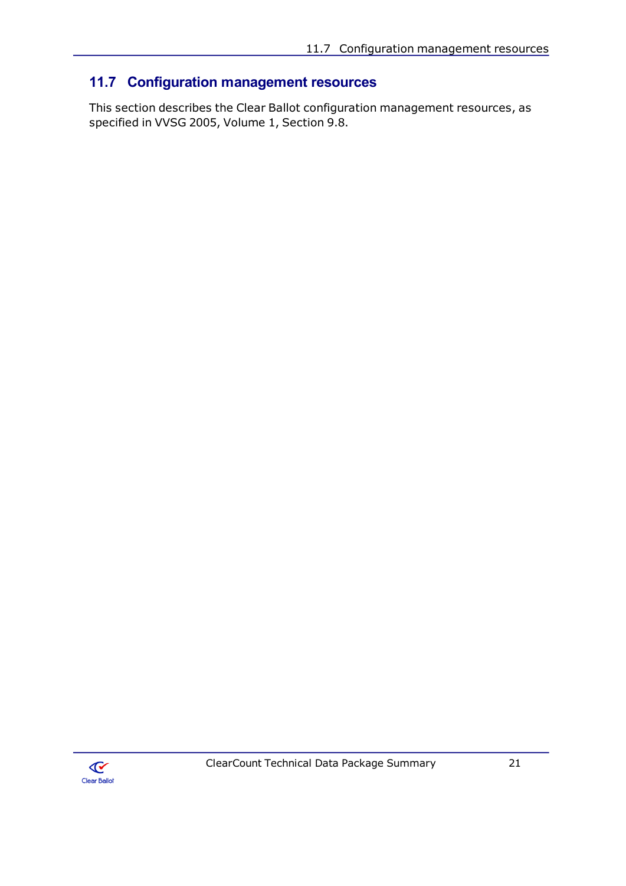## 11.7 Configuration management resources

This section describes the Clear Ballot configuration management resources, as specified in VVSG 2005, Volume 1, Section 9.8.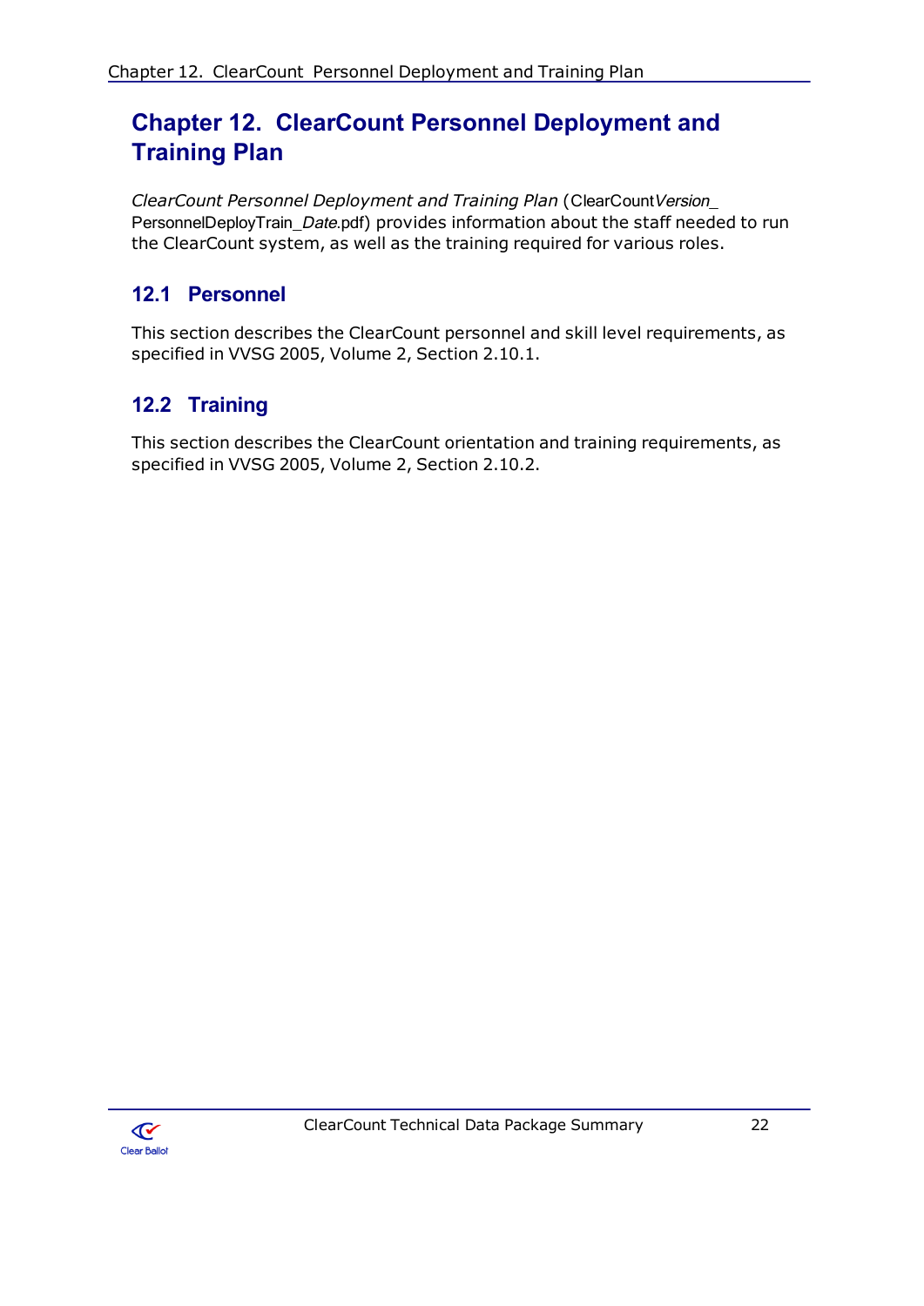# Chapter 12. ClearCount Personnel Deployment and Training Plan

*ClearCount Personnel Deployment and Training Plan* (ClearCount*Version*_PersonnelDeployTrain_*Date*.pdf) provides information about the staff needed to run the ClearCount system, as well as the training required for various roles.

## 12.1 Personnel

This section describes the ClearCount personnel and skill level requirements, as specified in VVSG 2005, Volume 2, Section 2.10.1.

## 12.2 Training

This section describes the ClearCount orientation and training requirements, as specified in VVSG 2005, Volume 2, Section 2.10.2.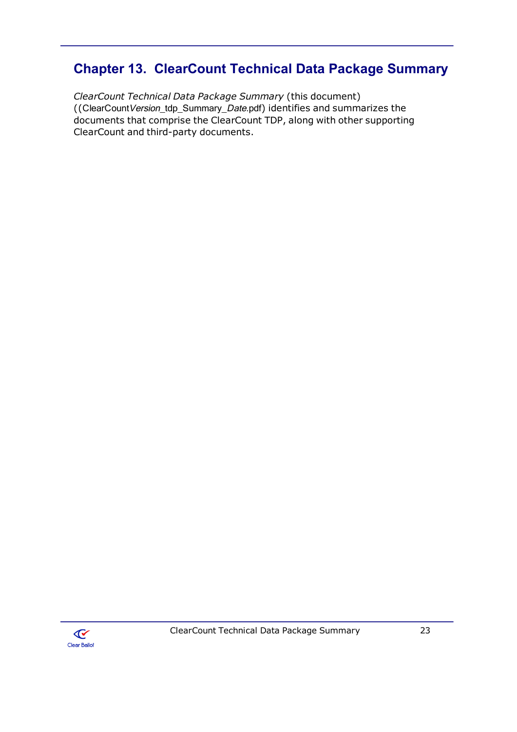# Chapter 13. ClearCount Technical Data Package Summary

*ClearCount Technical Data Package Summary* (this document) ((ClearCount*Version*_tdp_Summary_*Date*.pdf) identifies and summarizes the documents that comprise the ClearCount TDP, along with other supporting ClearCount and third-party documents.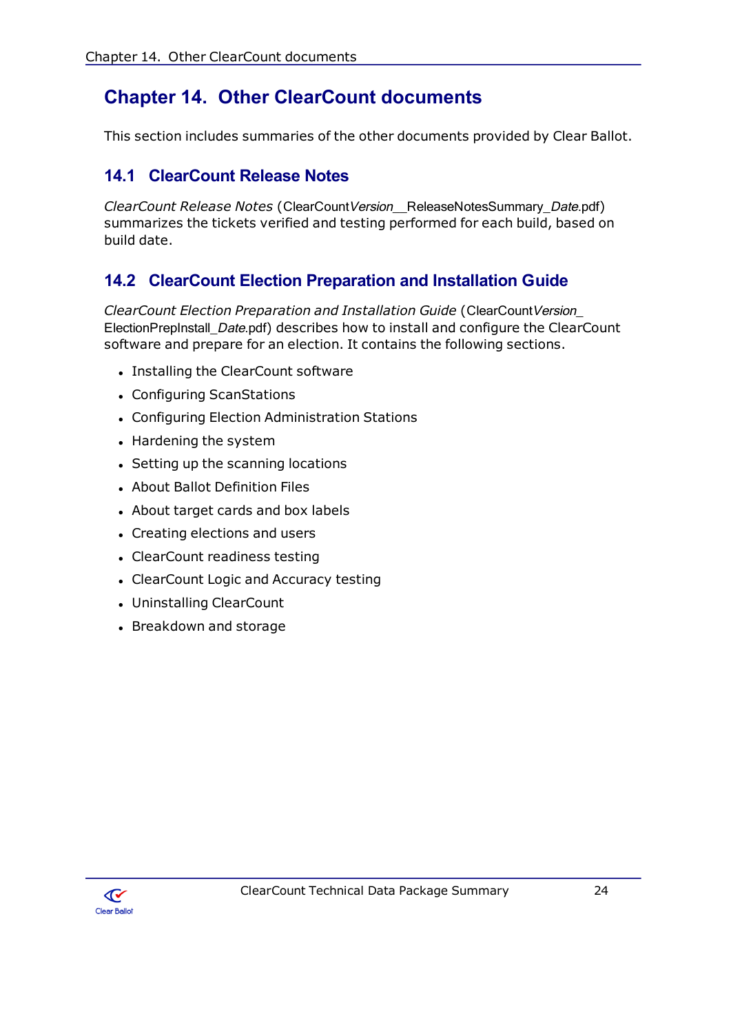# Chapter 14. Other ClearCount documents

This section includes summaries of the other documents provided by Clear Ballot.

## 14.1 ClearCount Release Notes

*ClearCount Release Notes* (ClearCount*Version*__ReleaseNotesSummary_*Date*.pdf) summarizes the tickets verified and testing performed for each build, based on build date.

## 14.2 ClearCount Election Preparation and Installation Guide

*ClearCount Election Preparation and Installation Guide* (ClearCount*Version*_ElectionPrepInstall_*Date*.pdf) describes how to install and configure the ClearCount software and prepare for an election. It contains the following sections.

- Installing the ClearCount software
- Configuring ScanStations
- Configuring Election Administration Stations
- Hardening the system
- Setting up the scanning locations
- About Ballot Definition Files
- About target cards and box labels
- Creating elections and users
- ClearCount readiness testing
- ClearCount Logic and Accuracy testing
- Uninstalling ClearCount
- Breakdown and storage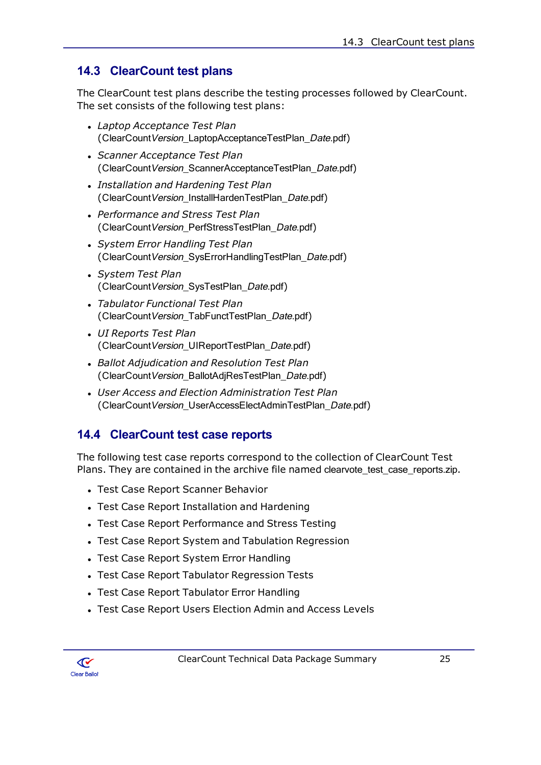## 14.3 ClearCount test plans

The ClearCount test plans describe the testing processes followed by ClearCount. The set consists of the following test plans:

- *Laptop Acceptance Test Plan* (ClearCount*Version*_LaptopAcceptanceTestPlan_*Date*.pdf)
- *Scanner Acceptance Test Plan* (ClearCount*Version*_ScannerAcceptanceTestPlan_*Date*.pdf)
- *Installation and Hardening Test Plan* (ClearCount*Version*_InstallHardenTestPlan_*Date*.pdf)
- *Performance and Stress Test Plan* (ClearCount*Version*_PerfStressTestPlan_*Date*.pdf)
- *System Error Handling Test Plan* (ClearCount*Version*_SysErrorHandlingTestPlan_*Date*.pdf)
- *System Test Plan* (ClearCount*Version*_SysTestPlan_*Date*.pdf)
- *Tabulator Functional Test Plan* (ClearCount*Version*_TabFunctTestPlan_*Date*.pdf)
- *UI Reports Test Plan* (ClearCount*Version*_UIReportTestPlan_*Date*.pdf)
- *Ballot Adjudication and Resolution Test Plan* (ClearCount*Version*_BallotAdjResTestPlan_*Date*.pdf)
- *User Access and Election Administration Test Plan* (ClearCount*Version*_UserAccessElectAdminTestPlan_*Date*.pdf)

## 14.4 ClearCount test case reports

The following test case reports correspond to the collection of ClearCount Test Plans. They are contained in the archive file named clearvote_test_case_reports.zip.

- Test Case Report Scanner Behavior
- Test Case Report Installation and Hardening
- Test Case Report Performance and Stress Testing
- Test Case Report System and Tabulation Regression
- Test Case Report System Error Handling
- Test Case Report Tabulator Regression Tests
- Test Case Report Tabulator Error Handling
- Test Case Report Users Election Admin and Access Levels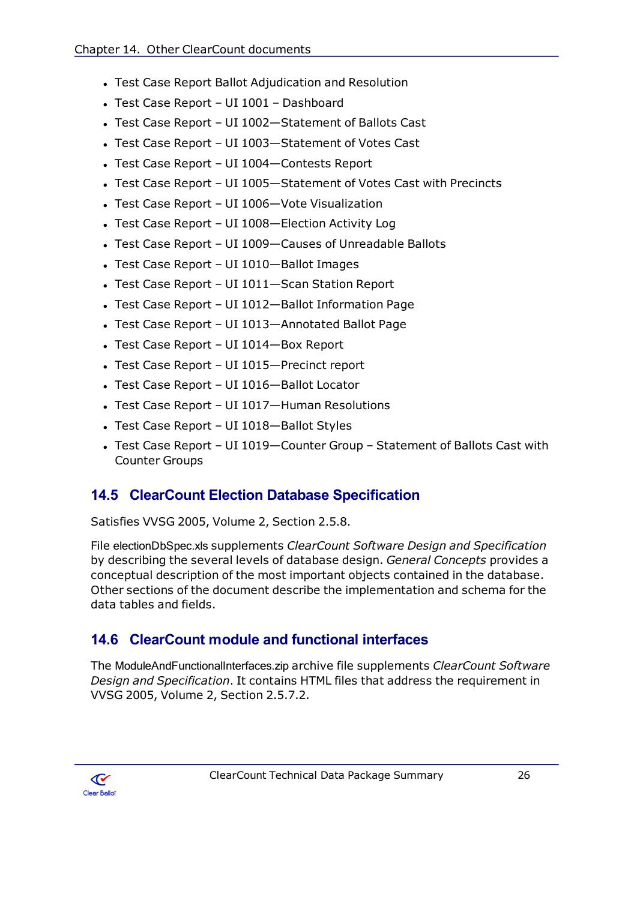- Test Case Report Ballot Adjudication and Resolution
- Test Case Report – UI 1001 – Dashboard
- Test Case Report – UI 1002—Statement of Ballots Cast
- Test Case Report – UI 1003—Statement of Votes Cast
- Test Case Report – UI 1004—Contests Report
- Test Case Report – UI 1005—Statement of Votes Cast with Precincts
- Test Case Report – UI 1006—Vote Visualization
- Test Case Report – UI 1008—Election Activity Log
- Test Case Report – UI 1009—Causes of Unreadable Ballots
- Test Case Report – UI 1010—Ballot Images
- Test Case Report – UI 1011—Scan Station Report
- Test Case Report – UI 1012—Ballot Information Page
- Test Case Report – UI 1013—Annotated Ballot Page
- Test Case Report – UI 1014—Box Report
- Test Case Report – UI 1015—Precinct report
- Test Case Report – UI 1016—Ballot Locator
- Test Case Report – UI 1017—Human Resolutions
- Test Case Report – UI 1018—Ballot Styles
- Test Case Report – UI 1019—Counter Group – Statement of Ballots Cast with Counter Groups

## 14.5 ClearCount Election Database Specification

Satisfies VVSG 2005, Volume 2, Section 2.5.8.

File electionDbSpec.xls supplements *ClearCount Software Design and Specification* by describing the several levels of database design. *General Concepts* provides a conceptual description of the most important objects contained in the database. Other sections of the document describe the implementation and schema for the data tables and fields.

## 14.6 ClearCount module and functional interfaces

The ModuleAndFunctionalInterfaces.zip archive file supplements *ClearCount Software Design and Specification*. It contains HTML files that address the requirement in VVSG 2005, Volume 2, Section 2.5.7.2.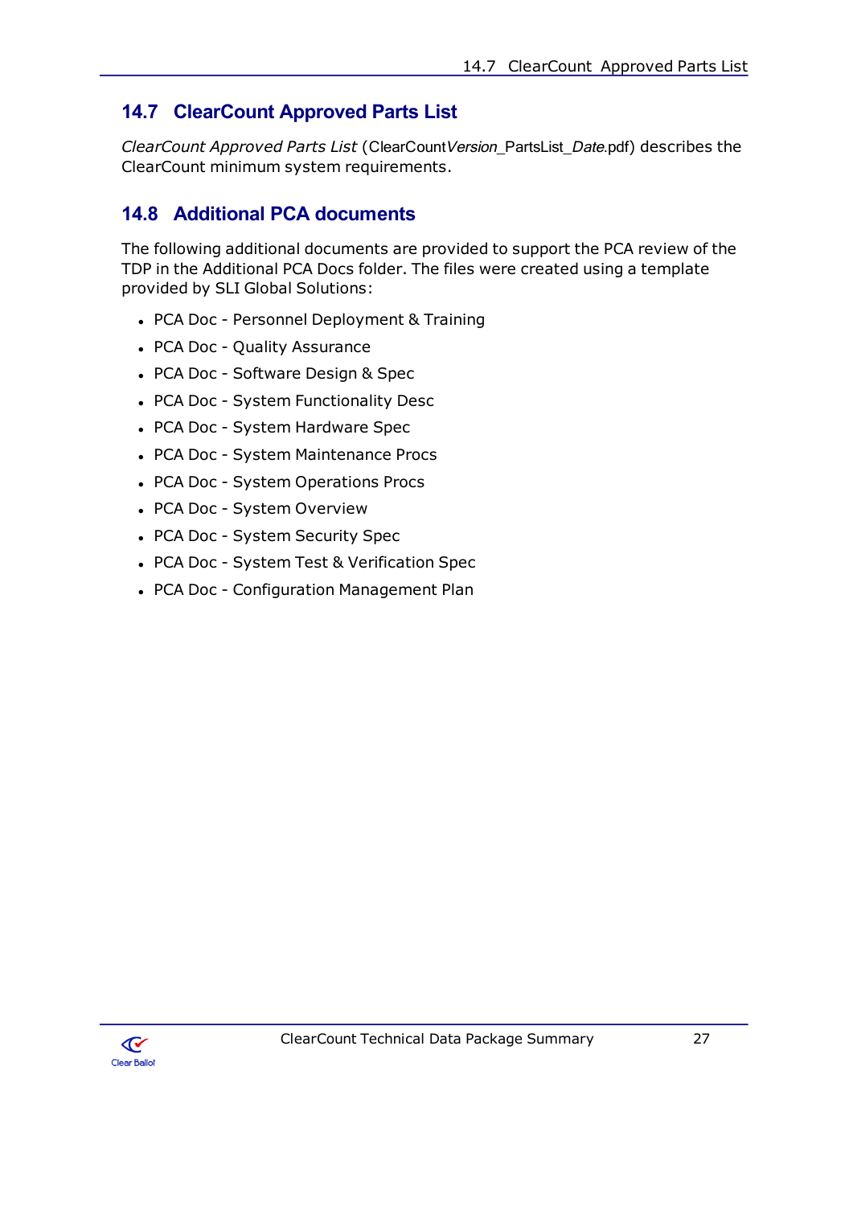## 14.7 ClearCount Approved Parts List

*ClearCount Approved Parts List* (ClearCount*Version*_PartsList_*Date*.pdf) describes the ClearCount minimum system requirements.

## 14.8 Additional PCA documents

The following additional documents are provided to support the PCA review of the TDP in the Additional PCA Docs folder. The files were created using a template provided by SLI Global Solutions:

- PCA Doc - Personnel Deployment & Training
- PCA Doc - Quality Assurance
- PCA Doc - Software Design & Spec
- PCA Doc - System Functionality Desc
- PCA Doc - System Hardware Spec
- PCA Doc - System Maintenance Procs
- PCA Doc - System Operations Procs
- PCA Doc - System Overview
- PCA Doc - System Security Spec
- PCA Doc - System Test & Verification Spec
- PCA Doc - Configuration Management Plan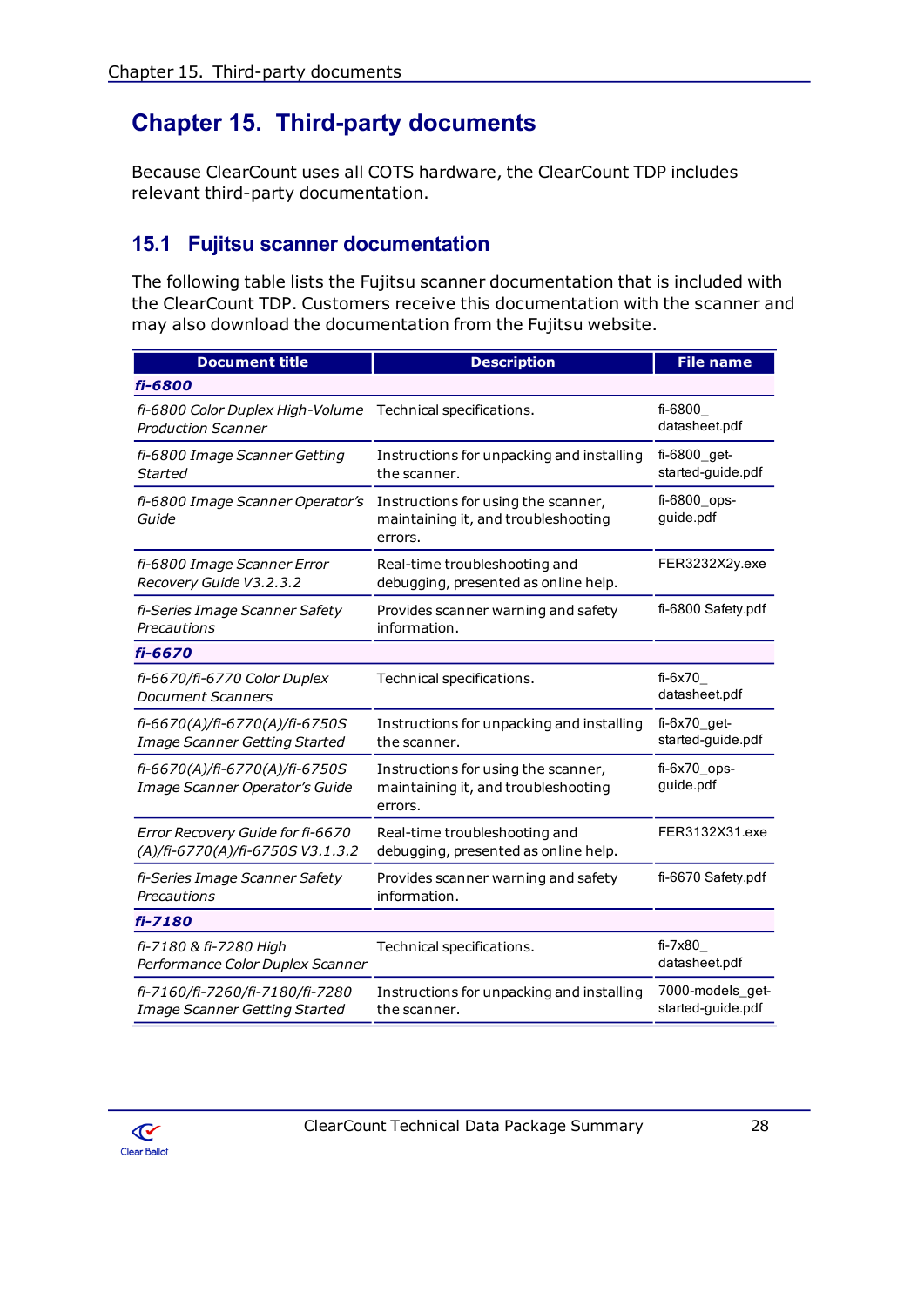# Chapter 15. Third-party documents

Because ClearCount uses all COTS hardware, the ClearCount TDP includes relevant third-party documentation.

## 15.1 Fujitsu scanner documentation

The following table lists the Fujitsu scanner documentation that is included with the ClearCount TDP. Customers receive this documentation with the scanner and may also download the documentation from the Fujitsu website.

| Document title | Description | File name |
|---|---|---|
| ***fi-6800*** | | |
| *fi-6800 Color Duplex High-Volume Production Scanner* | Technical specifications. | fi-6800_datasheet.pdf |
| *fi-6800 Image Scanner Getting Started* | Instructions for unpacking and installing the scanner. | fi-6800_get-started-guide.pdf |
| *fi-6800 Image Scanner Operator's Guide* | Instructions for using the scanner, maintaining it, and troubleshooting errors. | fi-6800_ops-guide.pdf |
| *fi-6800 Image Scanner Error Recovery Guide V3.2.3.2* | Real-time troubleshooting and debugging, presented as online help. | FER3232X2y.exe |
| *fi-Series Image Scanner Safety Precautions* | Provides scanner warning and safety information. | fi-6800 Safety.pdf |
| ***fi-6670*** | | |
| *fi-6670/fi-6770 Color Duplex Document Scanners* | Technical specifications. | fi-6x70_datasheet.pdf |
| *fi-6670(A)/fi-6770(A)/fi-6750S Image Scanner Getting Started* | Instructions for unpacking and installing the scanner. | fi-6x70_get-started-guide.pdf |
| *fi-6670(A)/fi-6770(A)/fi-6750S Image Scanner Operator's Guide* | Instructions for using the scanner, maintaining it, and troubleshooting errors. | fi-6x70_ops-guide.pdf |
| *Error Recovery Guide for fi-6670 (A)/fi-6770(A)/fi-6750S V3.1.3.2* | Real-time troubleshooting and debugging, presented as online help. | FER3132X31.exe |
| *fi-Series Image Scanner Safety Precautions* | Provides scanner warning and safety information. | fi-6670 Safety.pdf |
| ***fi-7180*** | | |
| *fi-7180 & fi-7280 High Performance Color Duplex Scanner* | Technical specifications. | fi-7x80_datasheet.pdf |
| *fi-7160/fi-7260/fi-7180/fi-7280 Image Scanner Getting Started* | Instructions for unpacking and installing the scanner. | 7000-models_get-started-guide.pdf |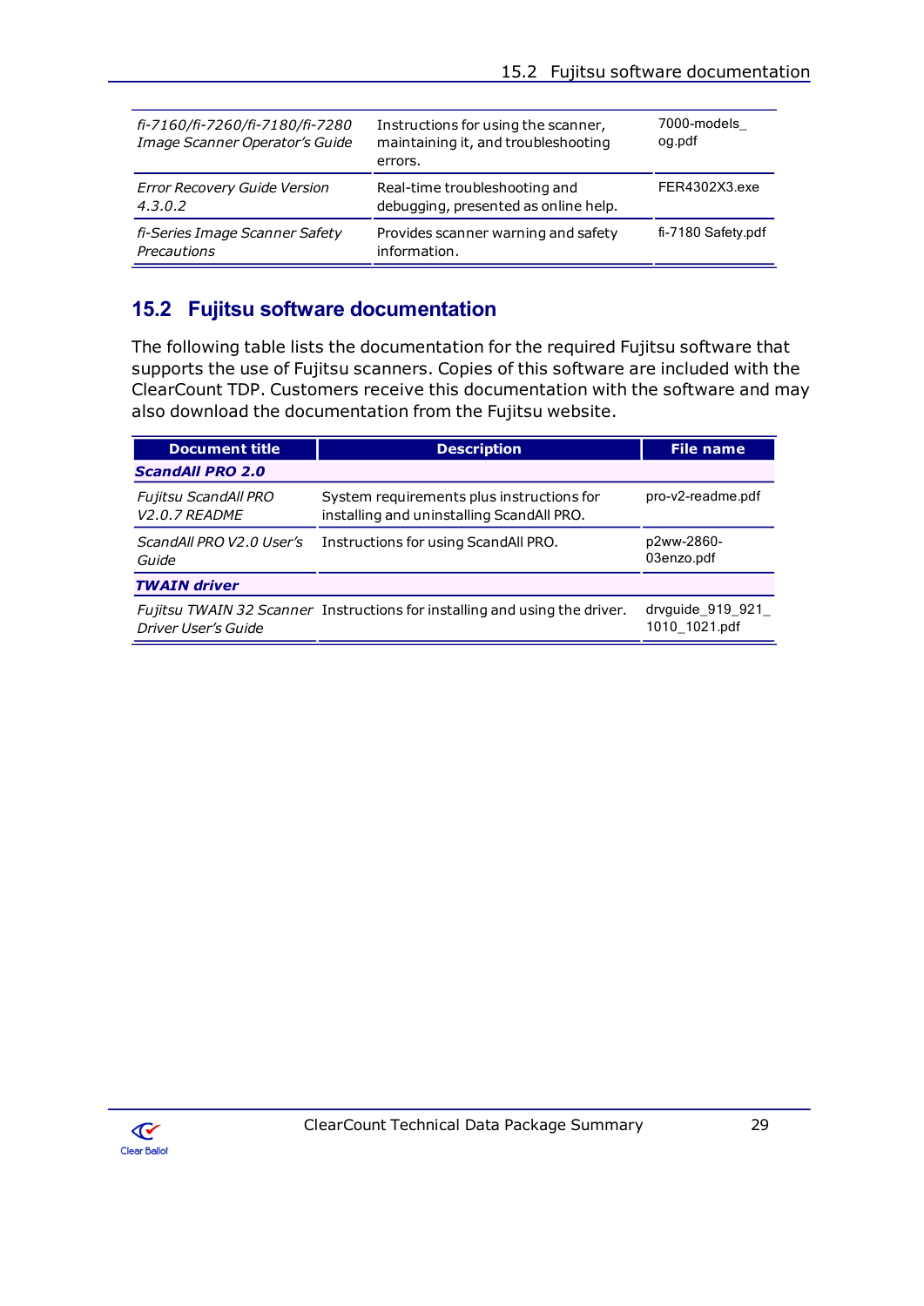| | | |
|---|---|---|
| *fi-7160/fi-7260/fi-7180/fi-7280 Image Scanner Operator's Guide* | Instructions for using the scanner, maintaining it, and troubleshooting errors. | 7000-models_og.pdf |
| *Error Recovery Guide Version 4.3.0.2* | Real-time troubleshooting and debugging, presented as online help. | FER4302X3.exe |
| *fi-Series Image Scanner Safety Precautions* | Provides scanner warning and safety information. | fi-7180 Safety.pdf |

## 15.2 Fujitsu software documentation

The following table lists the documentation for the required Fujitsu software that supports the use of Fujitsu scanners. Copies of this software are included with the ClearCount TDP. Customers receive this documentation with the software and may also download the documentation from the Fujitsu website.

| Document title | Description | File name |
|---|---|---|
| ***ScandAll PRO 2.0*** | | |
| *Fujitsu ScandAll PRO V2.0.7 README* | System requirements plus instructions for installing and uninstalling ScandAll PRO. | pro-v2-readme.pdf |
| *ScandAll PRO V2.0 User's Guide* | Instructions for using ScandAll PRO. | p2ww-2860-03enzo.pdf |
| ***TWAIN driver*** | | |
| *Fujitsu TWAIN 32 Scanner Driver User's Guide* | Instructions for installing and using the driver. | drvguide_919_921_1010_1021.pdf |